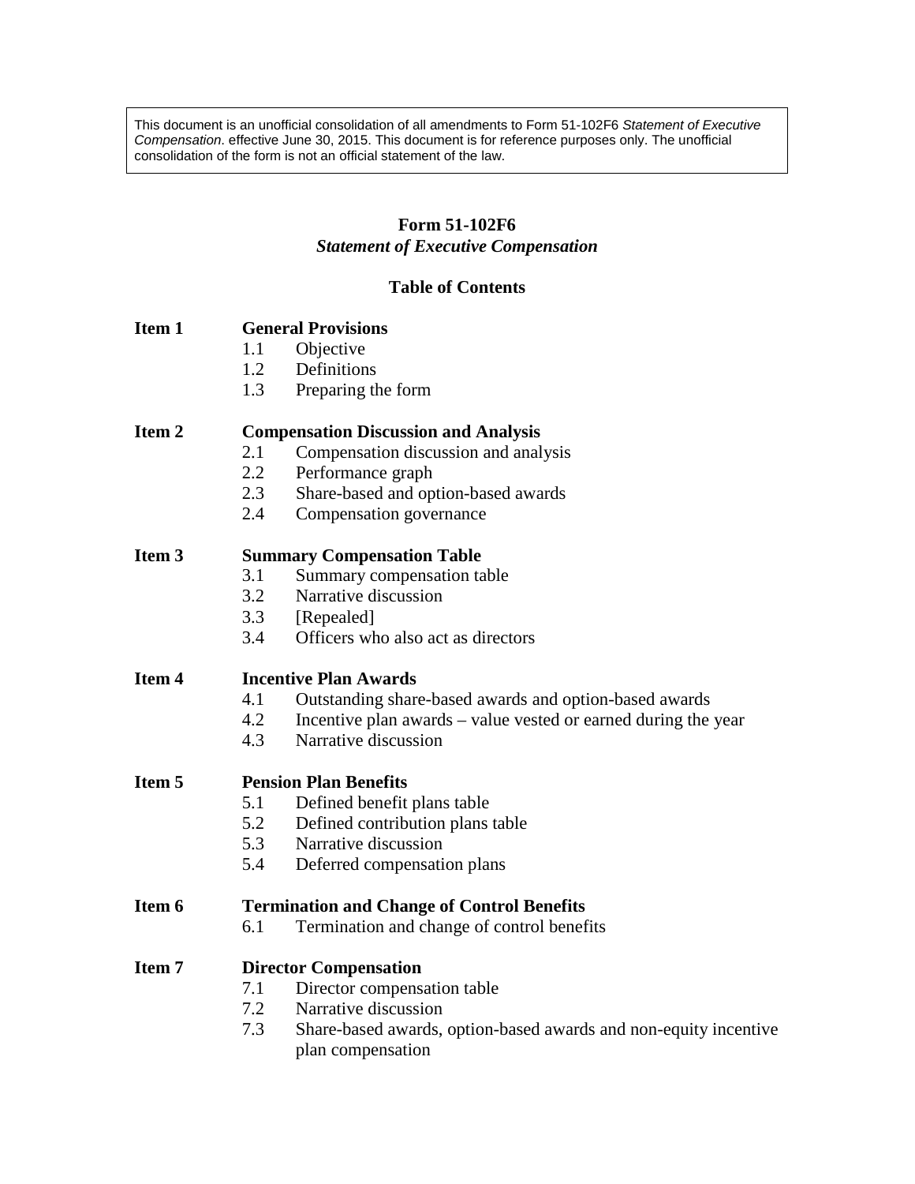This document is an unofficial consolidation of all amendments to Form 51-102F6 *Statement of Executive Compensation*. effective June 30, 2015. This document is for reference purposes only. The unofficial consolidation of the form is not an official statement of the law.

# Form 51-102F6
## *Statement of Executive Compensation*

### Table of Contents

**Item 1 General Provisions**
- 1.1 Objective
- 1.2 Definitions
- 1.3 Preparing the form

**Item 2 Compensation Discussion and Analysis**
- 2.1 Compensation discussion and analysis
- 2.2 Performance graph
- 2.3 Share-based and option-based awards
- 2.4 Compensation governance

**Item 3 Summary Compensation Table**
- 3.1 Summary compensation table
- 3.2 Narrative discussion
- 3.3 [Repealed]
- 3.4 Officers who also act as directors

**Item 4 Incentive Plan Awards**
- 4.1 Outstanding share-based awards and option-based awards
- 4.2 Incentive plan awards – value vested or earned during the year
- 4.3 Narrative discussion

**Item 5 Pension Plan Benefits**
- 5.1 Defined benefit plans table
- 5.2 Defined contribution plans table
- 5.3 Narrative discussion
- 5.4 Deferred compensation plans

**Item 6 Termination and Change of Control Benefits**
- 6.1 Termination and change of control benefits

**Item 7 Director Compensation**
- 7.1 Director compensation table
- 7.2 Narrative discussion
- 7.3 Share-based awards, option-based awards and non-equity incentive plan compensation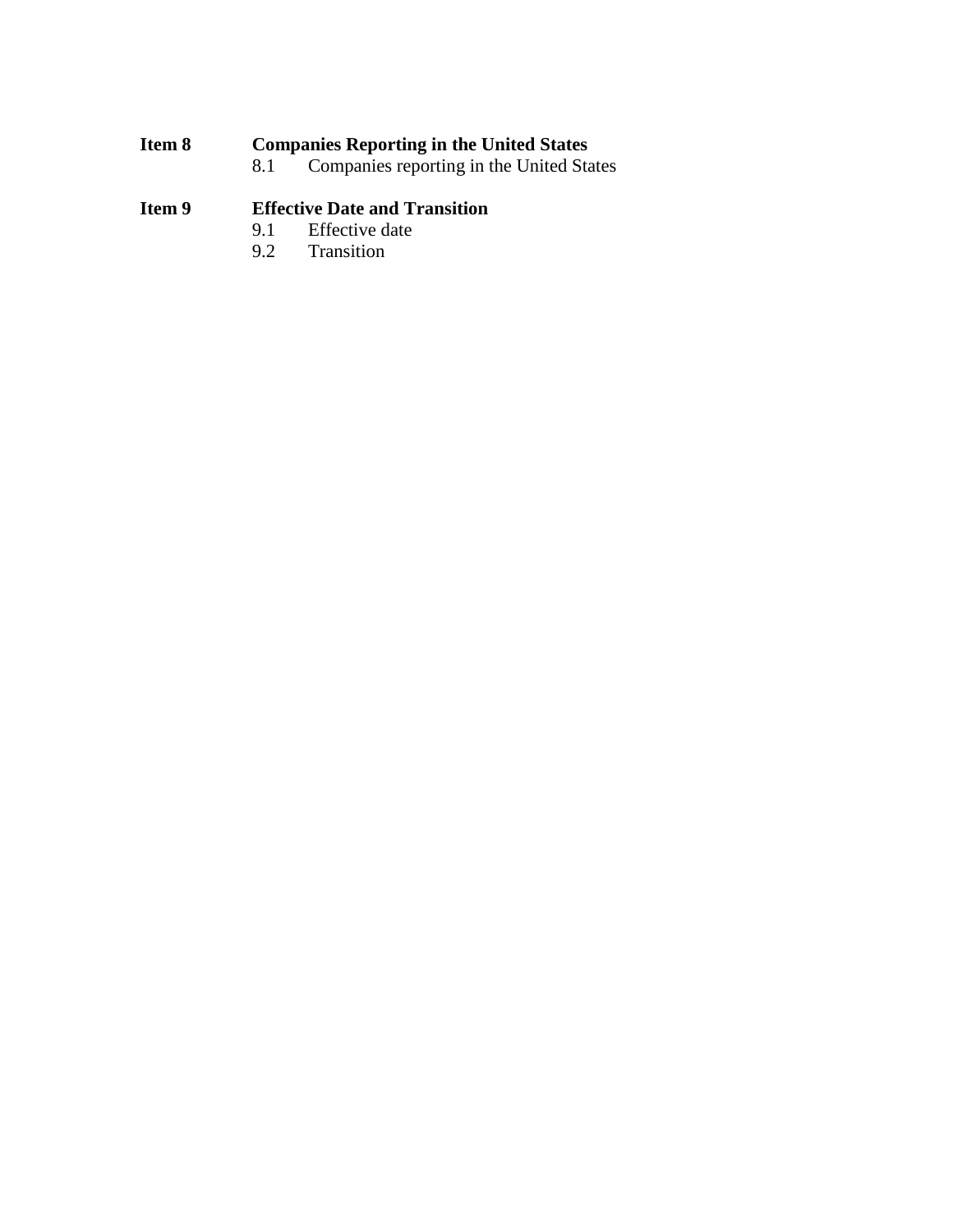**Item 8 Companies Reporting in the United States**

8.1 Companies reporting in the United States

**Item 9 Effective Date and Transition**

9.1 Effective date

9.2 Transition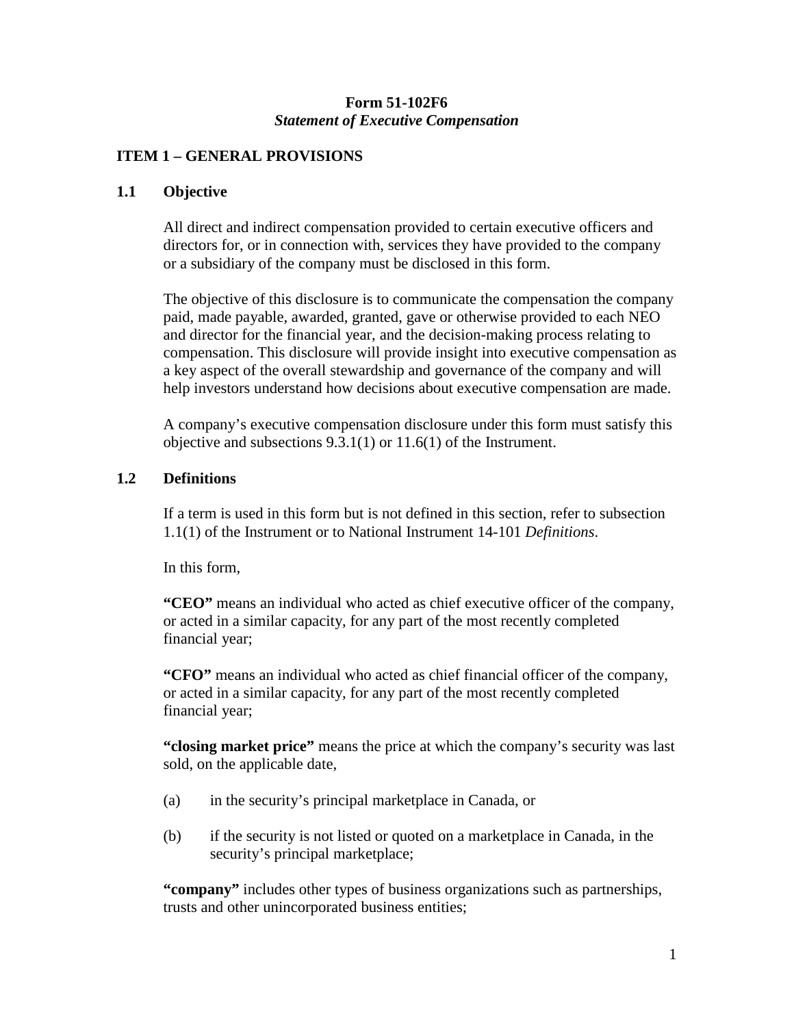**Form 51-102F6**
***Statement of Executive Compensation***

## ITEM 1 – GENERAL PROVISIONS

### 1.1 Objective

All direct and indirect compensation provided to certain executive officers and directors for, or in connection with, services they have provided to the company or a subsidiary of the company must be disclosed in this form.

The objective of this disclosure is to communicate the compensation the company paid, made payable, awarded, granted, gave or otherwise provided to each NEO and director for the financial year, and the decision-making process relating to compensation. This disclosure will provide insight into executive compensation as a key aspect of the overall stewardship and governance of the company and will help investors understand how decisions about executive compensation are made.

A company's executive compensation disclosure under this form must satisfy this objective and subsections 9.3.1(1) or 11.6(1) of the Instrument.

### 1.2 Definitions

If a term is used in this form but is not defined in this section, refer to subsection 1.1(1) of the Instrument or to National Instrument 14-101 *Definitions*.

In this form,

**"CEO"** means an individual who acted as chief executive officer of the company, or acted in a similar capacity, for any part of the most recently completed financial year;

**"CFO"** means an individual who acted as chief financial officer of the company, or acted in a similar capacity, for any part of the most recently completed financial year;

**"closing market price"** means the price at which the company's security was last sold, on the applicable date,

(a) in the security's principal marketplace in Canada, or

(b) if the security is not listed or quoted on a marketplace in Canada, in the security's principal marketplace;

**"company"** includes other types of business organizations such as partnerships, trusts and other unincorporated business entities;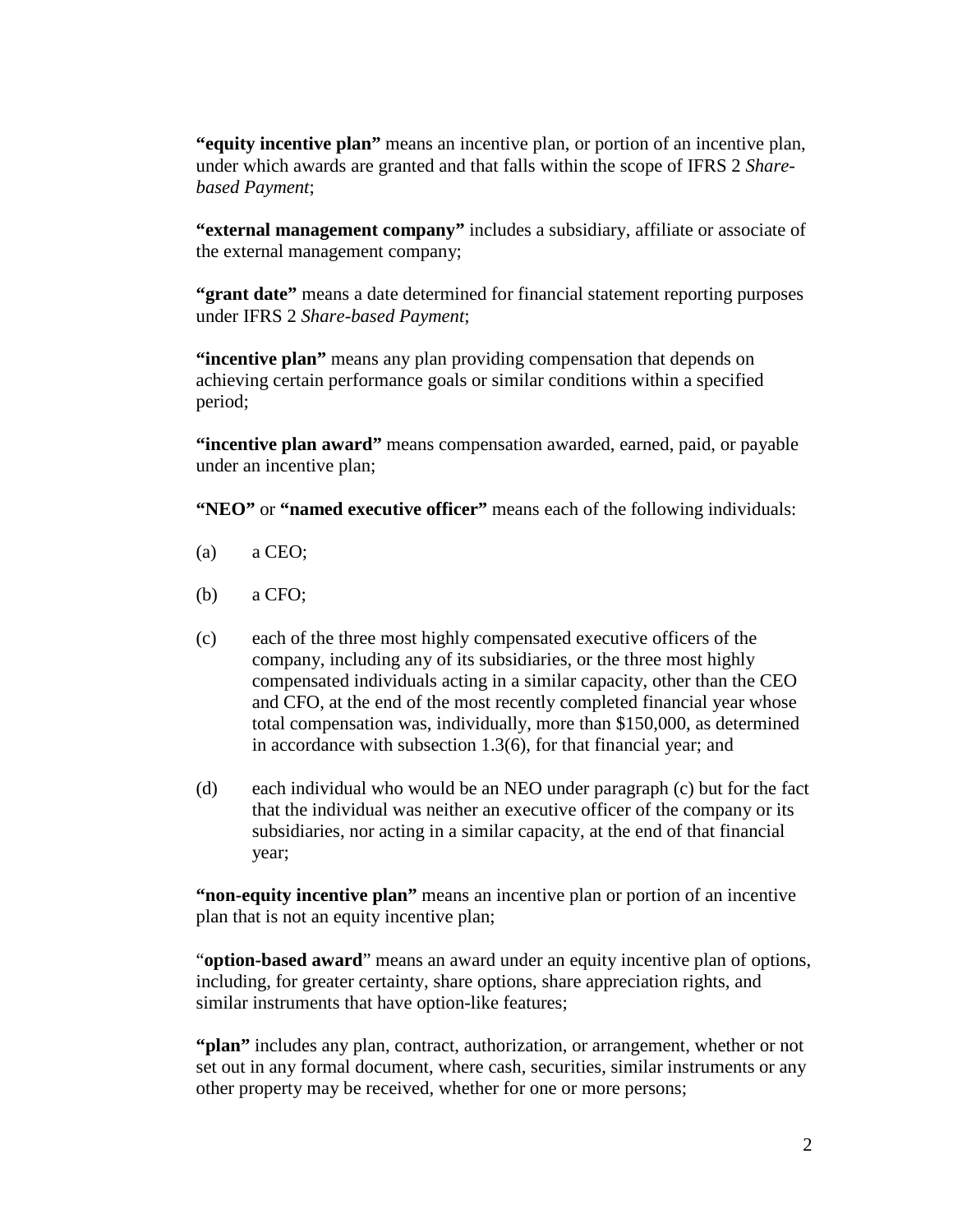**"equity incentive plan"** means an incentive plan, or portion of an incentive plan, under which awards are granted and that falls within the scope of IFRS 2 *Share-based Payment*;

**"external management company"** includes a subsidiary, affiliate or associate of the external management company;

**"grant date"** means a date determined for financial statement reporting purposes under IFRS 2 *Share-based Payment*;

**"incentive plan"** means any plan providing compensation that depends on achieving certain performance goals or similar conditions within a specified period;

**"incentive plan award"** means compensation awarded, earned, paid, or payable under an incentive plan;

**"NEO"** or **"named executive officer"** means each of the following individuals:

(a) a CEO;

(b) a CFO;

(c) each of the three most highly compensated executive officers of the company, including any of its subsidiaries, or the three most highly compensated individuals acting in a similar capacity, other than the CEO and CFO, at the end of the most recently completed financial year whose total compensation was, individually, more than $150,000, as determined in accordance with subsection 1.3(6), for that financial year; and

(d) each individual who would be an NEO under paragraph (c) but for the fact that the individual was neither an executive officer of the company or its subsidiaries, nor acting in a similar capacity, at the end of that financial year;

**"non-equity incentive plan"** means an incentive plan or portion of an incentive plan that is not an equity incentive plan;

"**option-based award**" means an award under an equity incentive plan of options, including, for greater certainty, share options, share appreciation rights, and similar instruments that have option-like features;

**"plan"** includes any plan, contract, authorization, or arrangement, whether or not set out in any formal document, where cash, securities, similar instruments or any other property may be received, whether for one or more persons;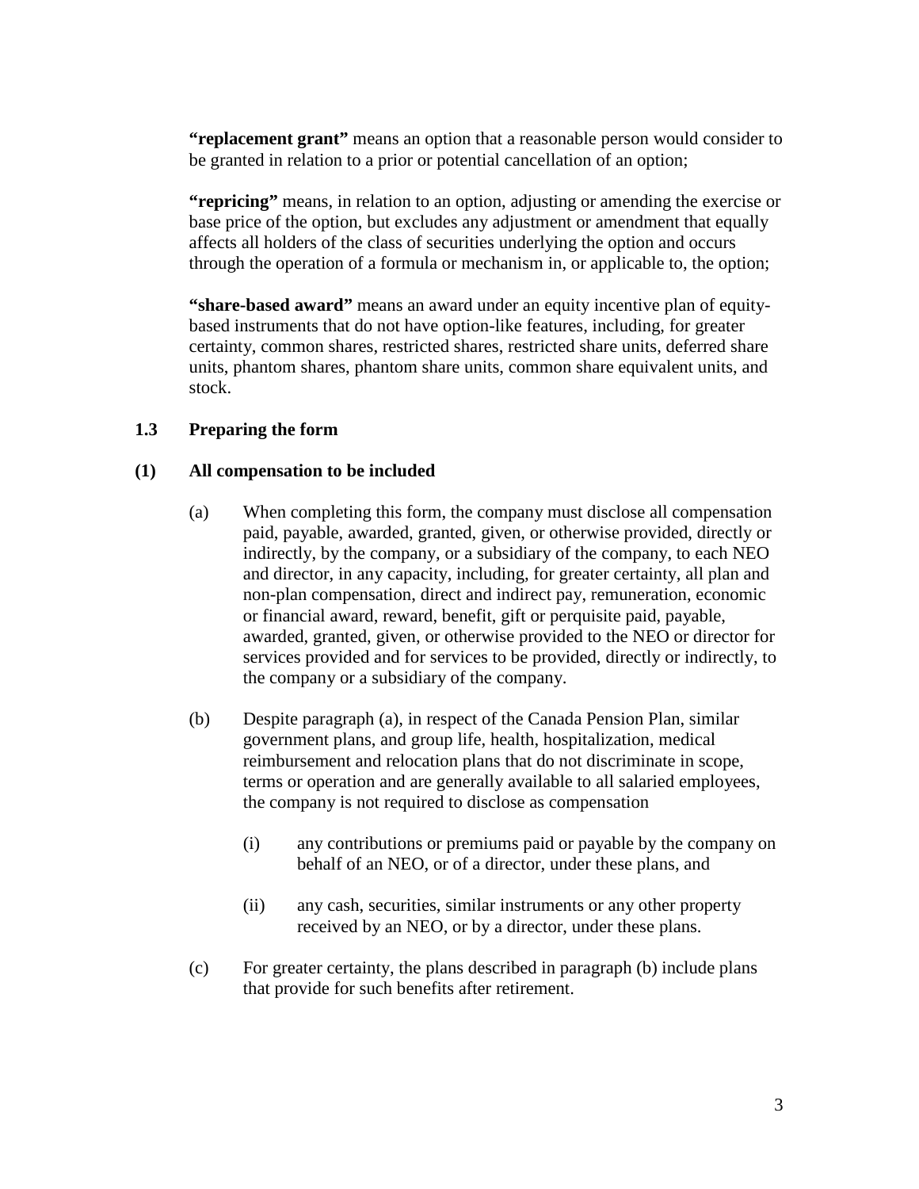**"replacement grant"** means an option that a reasonable person would consider to be granted in relation to a prior or potential cancellation of an option;

**"repricing"** means, in relation to an option, adjusting or amending the exercise or base price of the option, but excludes any adjustment or amendment that equally affects all holders of the class of securities underlying the option and occurs through the operation of a formula or mechanism in, or applicable to, the option;

**"share-based award"** means an award under an equity incentive plan of equity-based instruments that do not have option-like features, including, for greater certainty, common shares, restricted shares, restricted share units, deferred share units, phantom shares, phantom share units, common share equivalent units, and stock.

### 1.3 Preparing the form

#### (1) All compensation to be included

(a) When completing this form, the company must disclose all compensation paid, payable, awarded, granted, given, or otherwise provided, directly or indirectly, by the company, or a subsidiary of the company, to each NEO and director, in any capacity, including, for greater certainty, all plan and non-plan compensation, direct and indirect pay, remuneration, economic or financial award, reward, benefit, gift or perquisite paid, payable, awarded, granted, given, or otherwise provided to the NEO or director for services provided and for services to be provided, directly or indirectly, to the company or a subsidiary of the company.

(b) Despite paragraph (a), in respect of the Canada Pension Plan, similar government plans, and group life, health, hospitalization, medical reimbursement and relocation plans that do not discriminate in scope, terms or operation and are generally available to all salaried employees, the company is not required to disclose as compensation

(i) any contributions or premiums paid or payable by the company on behalf of an NEO, or of a director, under these plans, and

(ii) any cash, securities, similar instruments or any other property received by an NEO, or by a director, under these plans.

(c) For greater certainty, the plans described in paragraph (b) include plans that provide for such benefits after retirement.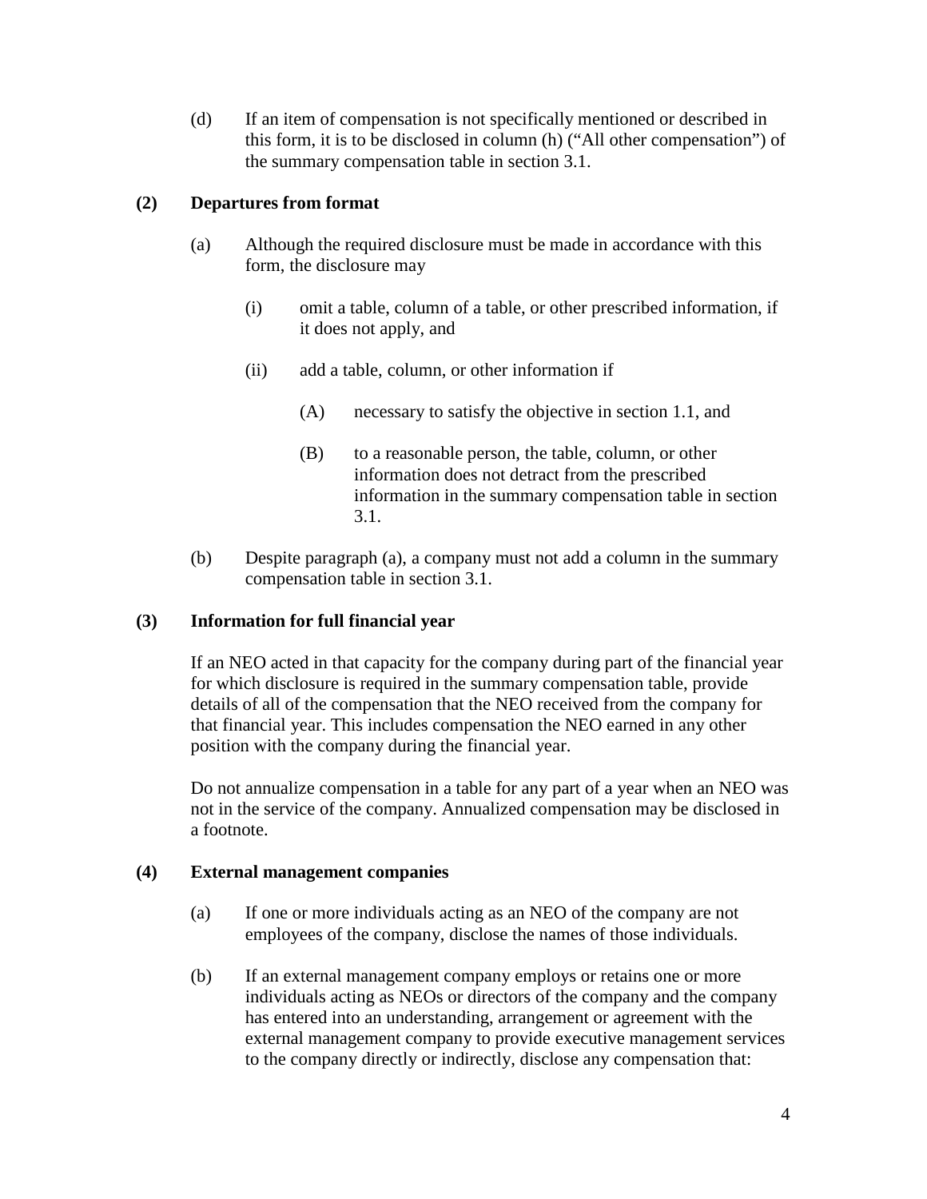(d) If an item of compensation is not specifically mentioned or described in this form, it is to be disclosed in column (h) ("All other compensation") of the summary compensation table in section 3.1.

**(2) Departures from format**

(a) Although the required disclosure must be made in accordance with this form, the disclosure may

(i) omit a table, column of a table, or other prescribed information, if it does not apply, and

(ii) add a table, column, or other information if

(A) necessary to satisfy the objective in section 1.1, and

(B) to a reasonable person, the table, column, or other information does not detract from the prescribed information in the summary compensation table in section 3.1.

(b) Despite paragraph (a), a company must not add a column in the summary compensation table in section 3.1.

**(3) Information for full financial year**

If an NEO acted in that capacity for the company during part of the financial year for which disclosure is required in the summary compensation table, provide details of all of the compensation that the NEO received from the company for that financial year. This includes compensation the NEO earned in any other position with the company during the financial year.

Do not annualize compensation in a table for any part of a year when an NEO was not in the service of the company. Annualized compensation may be disclosed in a footnote.

**(4) External management companies**

(a) If one or more individuals acting as an NEO of the company are not employees of the company, disclose the names of those individuals.

(b) If an external management company employs or retains one or more individuals acting as NEOs or directors of the company and the company has entered into an understanding, arrangement or agreement with the external management company to provide executive management services to the company directly or indirectly, disclose any compensation that: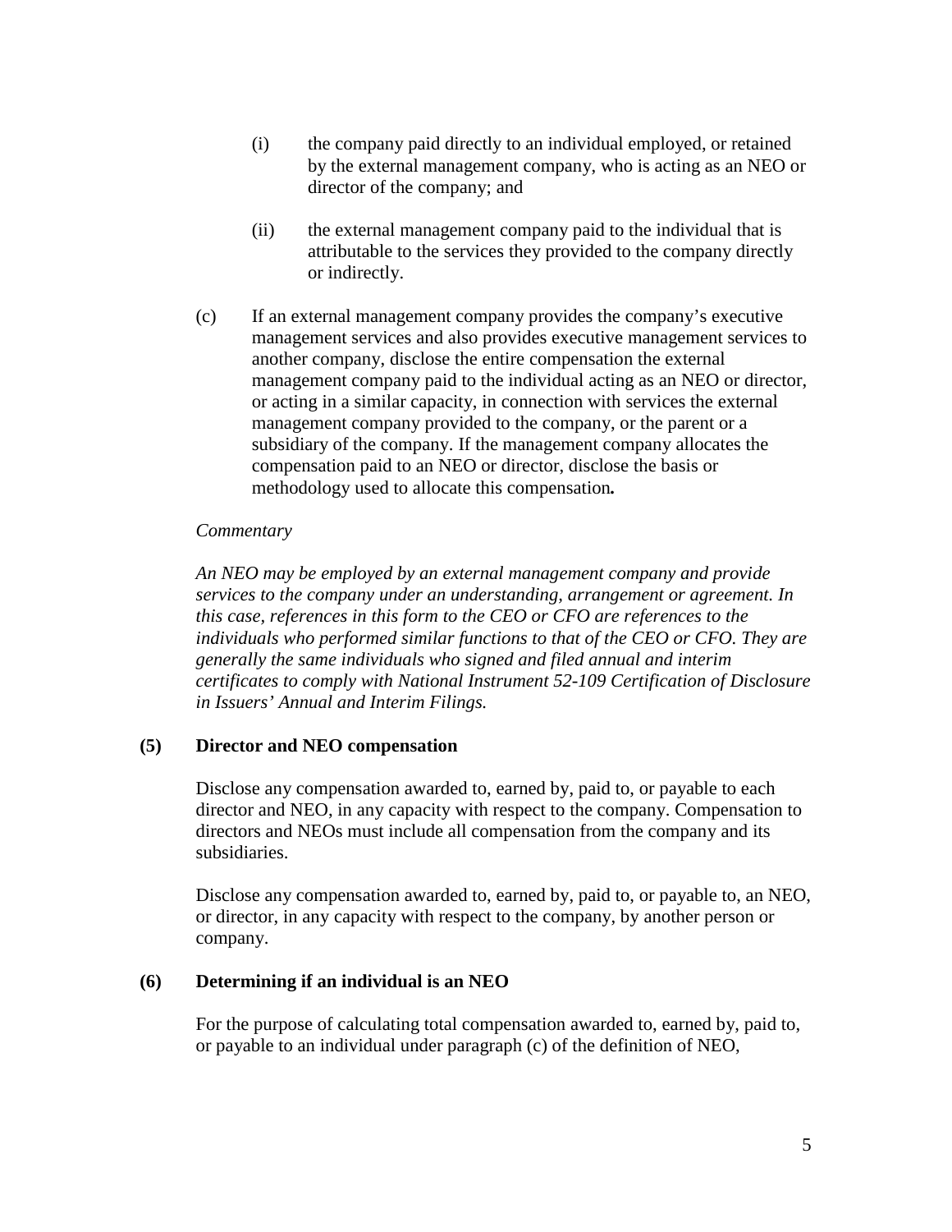(i) the company paid directly to an individual employed, or retained by the external management company, who is acting as an NEO or director of the company; and

(ii) the external management company paid to the individual that is attributable to the services they provided to the company directly or indirectly.

(c) If an external management company provides the company's executive management services and also provides executive management services to another company, disclose the entire compensation the external management company paid to the individual acting as an NEO or director, or acting in a similar capacity, in connection with services the external management company provided to the company, or the parent or a subsidiary of the company. If the management company allocates the compensation paid to an NEO or director, disclose the basis or methodology used to allocate this compensation**.**

*Commentary*

*An NEO may be employed by an external management company and provide services to the company under an understanding, arrangement or agreement. In this case, references in this form to the CEO or CFO are references to the individuals who performed similar functions to that of the CEO or CFO. They are generally the same individuals who signed and filed annual and interim certificates to comply with National Instrument 52-109 Certification of Disclosure in Issuers' Annual and Interim Filings.*

**(5) Director and NEO compensation**

Disclose any compensation awarded to, earned by, paid to, or payable to each director and NEO, in any capacity with respect to the company. Compensation to directors and NEOs must include all compensation from the company and its subsidiaries.

Disclose any compensation awarded to, earned by, paid to, or payable to, an NEO, or director, in any capacity with respect to the company, by another person or company.

**(6) Determining if an individual is an NEO**

For the purpose of calculating total compensation awarded to, earned by, paid to, or payable to an individual under paragraph (c) of the definition of NEO,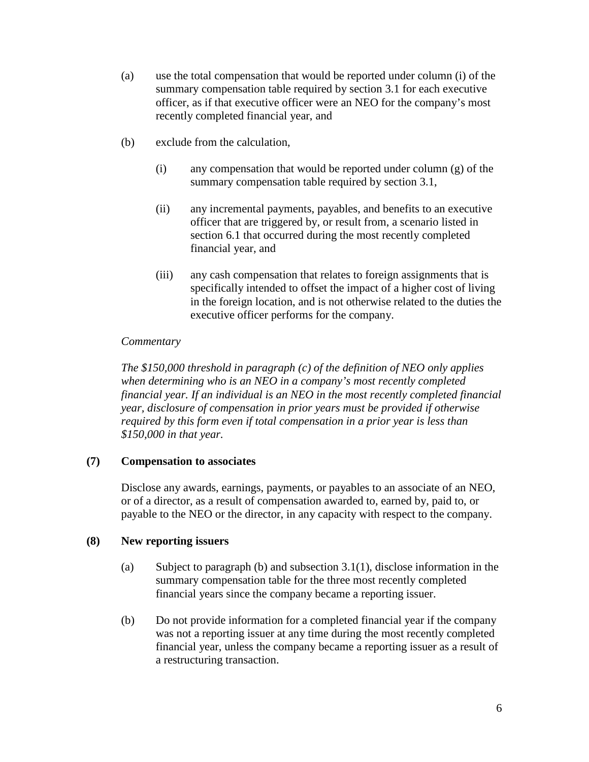(a) use the total compensation that would be reported under column (i) of the summary compensation table required by section 3.1 for each executive officer, as if that executive officer were an NEO for the company's most recently completed financial year, and

(b) exclude from the calculation,

 (i) any compensation that would be reported under column (g) of the summary compensation table required by section 3.1,

 (ii) any incremental payments, payables, and benefits to an executive officer that are triggered by, or result from, a scenario listed in section 6.1 that occurred during the most recently completed financial year, and

 (iii) any cash compensation that relates to foreign assignments that is specifically intended to offset the impact of a higher cost of living in the foreign location, and is not otherwise related to the duties the executive officer performs for the company.

*Commentary*

*The $150,000 threshold in paragraph (c) of the definition of NEO only applies when determining who is an NEO in a company's most recently completed financial year. If an individual is an NEO in the most recently completed financial year, disclosure of compensation in prior years must be provided if otherwise required by this form even if total compensation in a prior year is less than $150,000 in that year.*

**(7) Compensation to associates**

Disclose any awards, earnings, payments, or payables to an associate of an NEO, or of a director, as a result of compensation awarded to, earned by, paid to, or payable to the NEO or the director, in any capacity with respect to the company.

**(8) New reporting issuers**

(a) Subject to paragraph (b) and subsection 3.1(1), disclose information in the summary compensation table for the three most recently completed financial years since the company became a reporting issuer.

(b) Do not provide information for a completed financial year if the company was not a reporting issuer at any time during the most recently completed financial year, unless the company became a reporting issuer as a result of a restructuring transaction.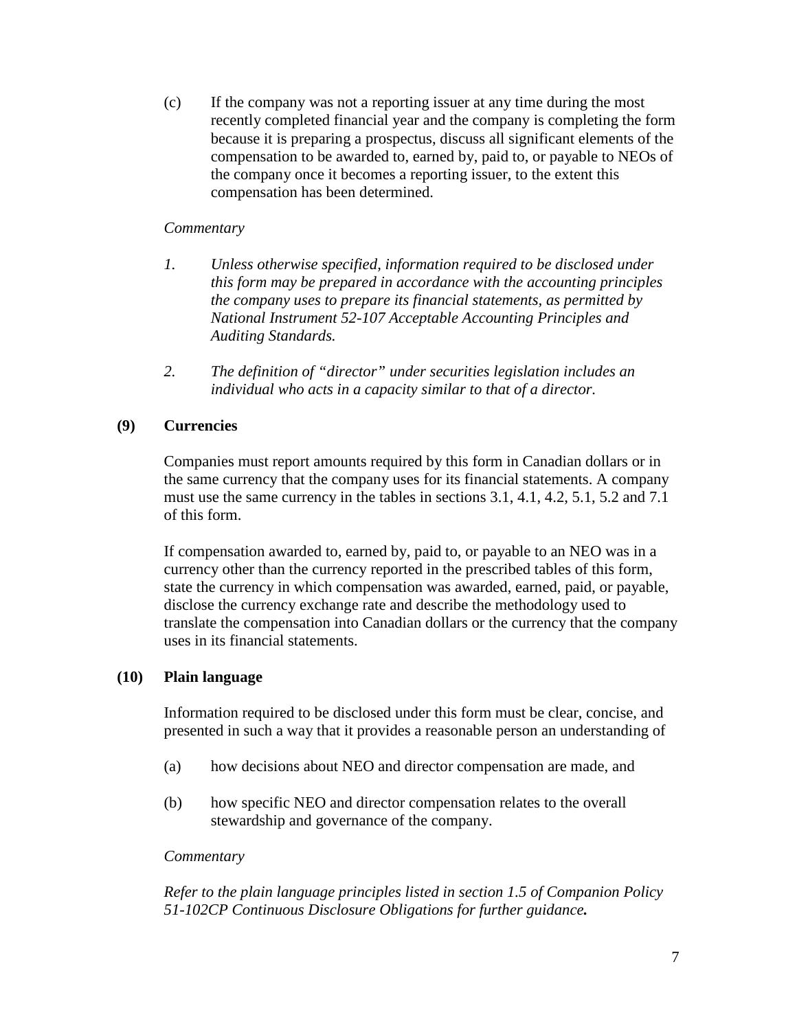(c) If the company was not a reporting issuer at any time during the most recently completed financial year and the company is completing the form because it is preparing a prospectus, discuss all significant elements of the compensation to be awarded to, earned by, paid to, or payable to NEOs of the company once it becomes a reporting issuer, to the extent this compensation has been determined.

*Commentary*

1. *Unless otherwise specified, information required to be disclosed under this form may be prepared in accordance with the accounting principles the company uses to prepare its financial statements, as permitted by National Instrument 52-107 Acceptable Accounting Principles and Auditing Standards.*

2. *The definition of "director" under securities legislation includes an individual who acts in a capacity similar to that of a director.*

**(9) Currencies**

Companies must report amounts required by this form in Canadian dollars or in the same currency that the company uses for its financial statements. A company must use the same currency in the tables in sections 3.1, 4.1, 4.2, 5.1, 5.2 and 7.1 of this form.

If compensation awarded to, earned by, paid to, or payable to an NEO was in a currency other than the currency reported in the prescribed tables of this form, state the currency in which compensation was awarded, earned, paid, or payable, disclose the currency exchange rate and describe the methodology used to translate the compensation into Canadian dollars or the currency that the company uses in its financial statements.

**(10) Plain language**

Information required to be disclosed under this form must be clear, concise, and presented in such a way that it provides a reasonable person an understanding of

(a) how decisions about NEO and director compensation are made, and

(b) how specific NEO and director compensation relates to the overall stewardship and governance of the company.

*Commentary*

*Refer to the plain language principles listed in section 1.5 of Companion Policy 51-102CP Continuous Disclosure Obligations for further guidance.*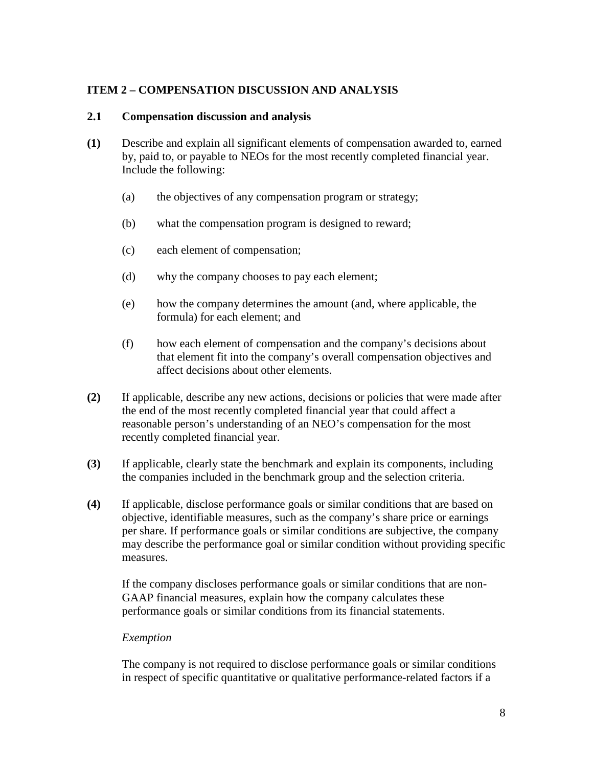## ITEM 2 – COMPENSATION DISCUSSION AND ANALYSIS

### 2.1 Compensation discussion and analysis

**(1)** Describe and explain all significant elements of compensation awarded to, earned by, paid to, or payable to NEOs for the most recently completed financial year. Include the following:

(a) the objectives of any compensation program or strategy;

(b) what the compensation program is designed to reward;

(c) each element of compensation;

(d) why the company chooses to pay each element;

(e) how the company determines the amount (and, where applicable, the formula) for each element; and

(f) how each element of compensation and the company's decisions about that element fit into the company's overall compensation objectives and affect decisions about other elements.

**(2)** If applicable, describe any new actions, decisions or policies that were made after the end of the most recently completed financial year that could affect a reasonable person's understanding of an NEO's compensation for the most recently completed financial year.

**(3)** If applicable, clearly state the benchmark and explain its components, including the companies included in the benchmark group and the selection criteria.

**(4)** If applicable, disclose performance goals or similar conditions that are based on objective, identifiable measures, such as the company's share price or earnings per share. If performance goals or similar conditions are subjective, the company may describe the performance goal or similar condition without providing specific measures.

If the company discloses performance goals or similar conditions that are non-GAAP financial measures, explain how the company calculates these performance goals or similar conditions from its financial statements.

*Exemption*

The company is not required to disclose performance goals or similar conditions in respect of specific quantitative or qualitative performance-related factors if a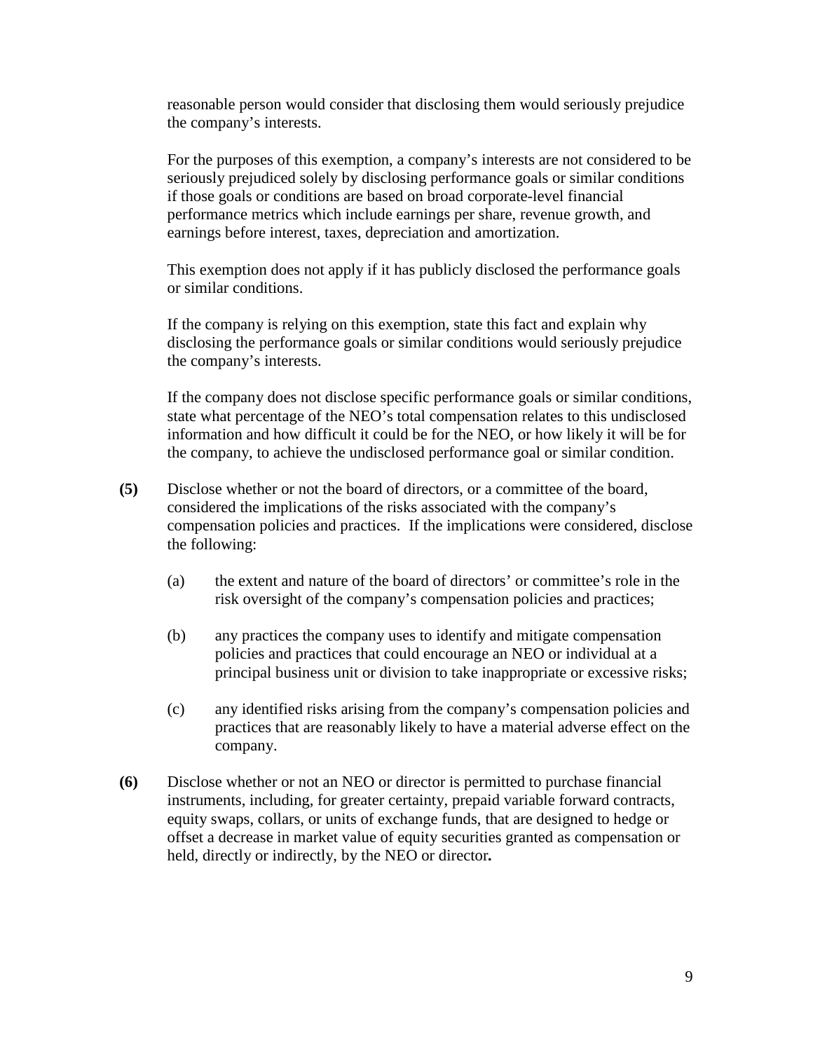reasonable person would consider that disclosing them would seriously prejudice the company's interests.

For the purposes of this exemption, a company's interests are not considered to be seriously prejudiced solely by disclosing performance goals or similar conditions if those goals or conditions are based on broad corporate-level financial performance metrics which include earnings per share, revenue growth, and earnings before interest, taxes, depreciation and amortization.

This exemption does not apply if it has publicly disclosed the performance goals or similar conditions.

If the company is relying on this exemption, state this fact and explain why disclosing the performance goals or similar conditions would seriously prejudice the company's interests.

If the company does not disclose specific performance goals or similar conditions, state what percentage of the NEO's total compensation relates to this undisclosed information and how difficult it could be for the NEO, or how likely it will be for the company, to achieve the undisclosed performance goal or similar condition.

**(5)** Disclose whether or not the board of directors, or a committee of the board, considered the implications of the risks associated with the company's compensation policies and practices. If the implications were considered, disclose the following:

(a) the extent and nature of the board of directors' or committee's role in the risk oversight of the company's compensation policies and practices;

(b) any practices the company uses to identify and mitigate compensation policies and practices that could encourage an NEO or individual at a principal business unit or division to take inappropriate or excessive risks;

(c) any identified risks arising from the company's compensation policies and practices that are reasonably likely to have a material adverse effect on the company.

**(6)** Disclose whether or not an NEO or director is permitted to purchase financial instruments, including, for greater certainty, prepaid variable forward contracts, equity swaps, collars, or units of exchange funds, that are designed to hedge or offset a decrease in market value of equity securities granted as compensation or held, directly or indirectly, by the NEO or director**.**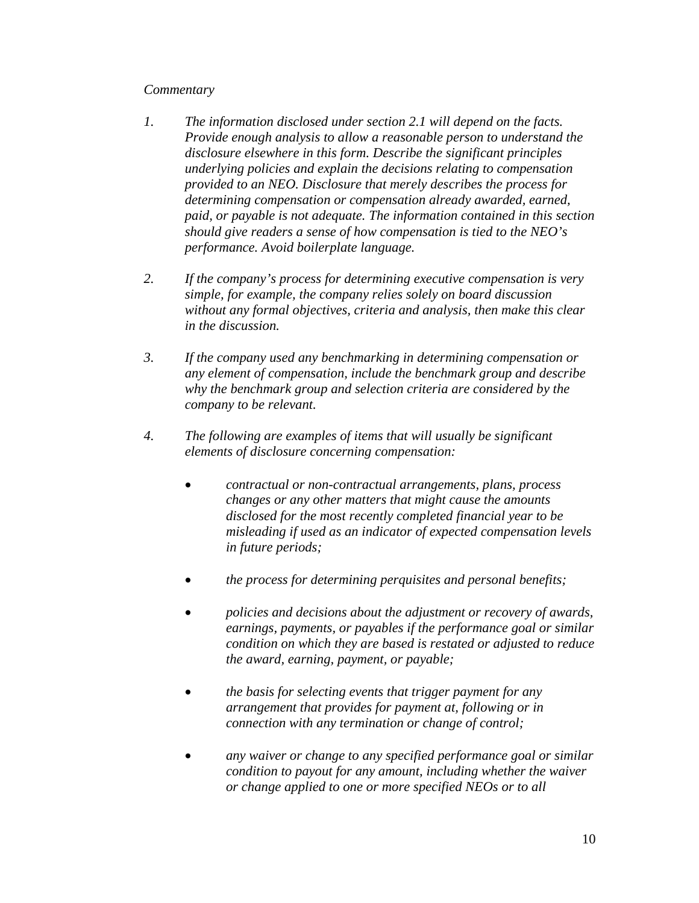*Commentary*

1. *The information disclosed under section 2.1 will depend on the facts. Provide enough analysis to allow a reasonable person to understand the disclosure elsewhere in this form. Describe the significant principles underlying policies and explain the decisions relating to compensation provided to an NEO. Disclosure that merely describes the process for determining compensation or compensation already awarded, earned, paid, or payable is not adequate. The information contained in this section should give readers a sense of how compensation is tied to the NEO's performance. Avoid boilerplate language.*

2. *If the company's process for determining executive compensation is very simple, for example, the company relies solely on board discussion without any formal objectives, criteria and analysis, then make this clear in the discussion.*

3. *If the company used any benchmarking in determining compensation or any element of compensation, include the benchmark group and describe why the benchmark group and selection criteria are considered by the company to be relevant.*

4. *The following are examples of items that will usually be significant elements of disclosure concerning compensation:*

   - *contractual or non-contractual arrangements, plans, process changes or any other matters that might cause the amounts disclosed for the most recently completed financial year to be misleading if used as an indicator of expected compensation levels in future periods;*

   - *the process for determining perquisites and personal benefits;*

   - *policies and decisions about the adjustment or recovery of awards, earnings, payments, or payables if the performance goal or similar condition on which they are based is restated or adjusted to reduce the award, earning, payment, or payable;*

   - *the basis for selecting events that trigger payment for any arrangement that provides for payment at, following or in connection with any termination or change of control;*

   - *any waiver or change to any specified performance goal or similar condition to payout for any amount, including whether the waiver or change applied to one or more specified NEOs or to all*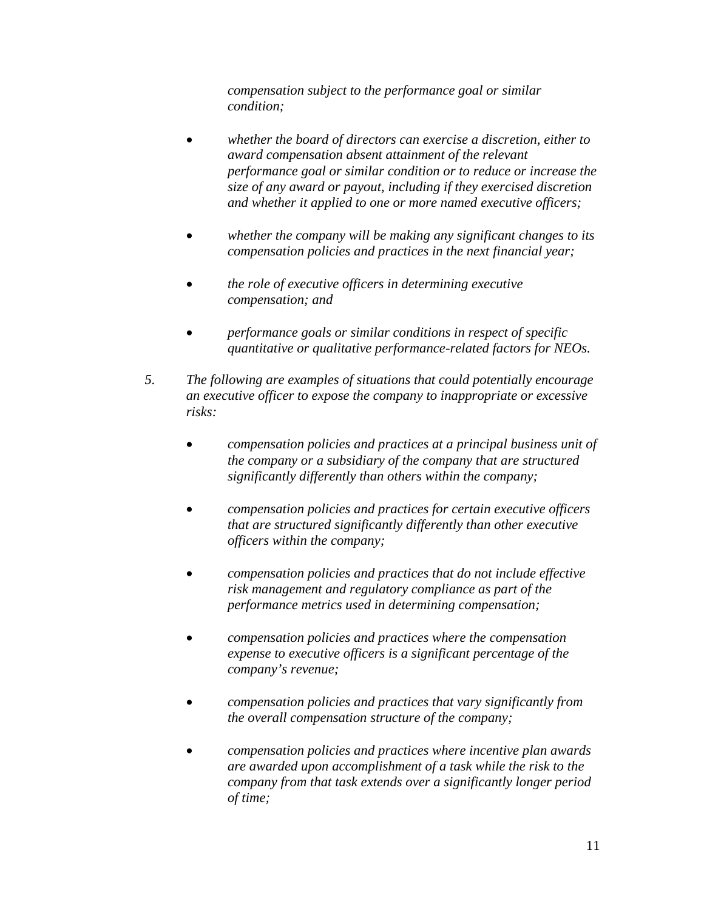*compensation subject to the performance goal or similar condition;*

- *whether the board of directors can exercise a discretion, either to award compensation absent attainment of the relevant performance goal or similar condition or to reduce or increase the size of any award or payout, including if they exercised discretion and whether it applied to one or more named executive officers;*

- *whether the company will be making any significant changes to its compensation policies and practices in the next financial year;*

- *the role of executive officers in determining executive compensation; and*

- *performance goals or similar conditions in respect of specific quantitative or qualitative performance-related factors for NEOs.*

5. *The following are examples of situations that could potentially encourage an executive officer to expose the company to inappropriate or excessive risks:*

   - *compensation policies and practices at a principal business unit of the company or a subsidiary of the company that are structured significantly differently than others within the company;*

   - *compensation policies and practices for certain executive officers that are structured significantly differently than other executive officers within the company;*

   - *compensation policies and practices that do not include effective risk management and regulatory compliance as part of the performance metrics used in determining compensation;*

   - *compensation policies and practices where the compensation expense to executive officers is a significant percentage of the company's revenue;*

   - *compensation policies and practices that vary significantly from the overall compensation structure of the company;*

   - *compensation policies and practices where incentive plan awards are awarded upon accomplishment of a task while the risk to the company from that task extends over a significantly longer period of time;*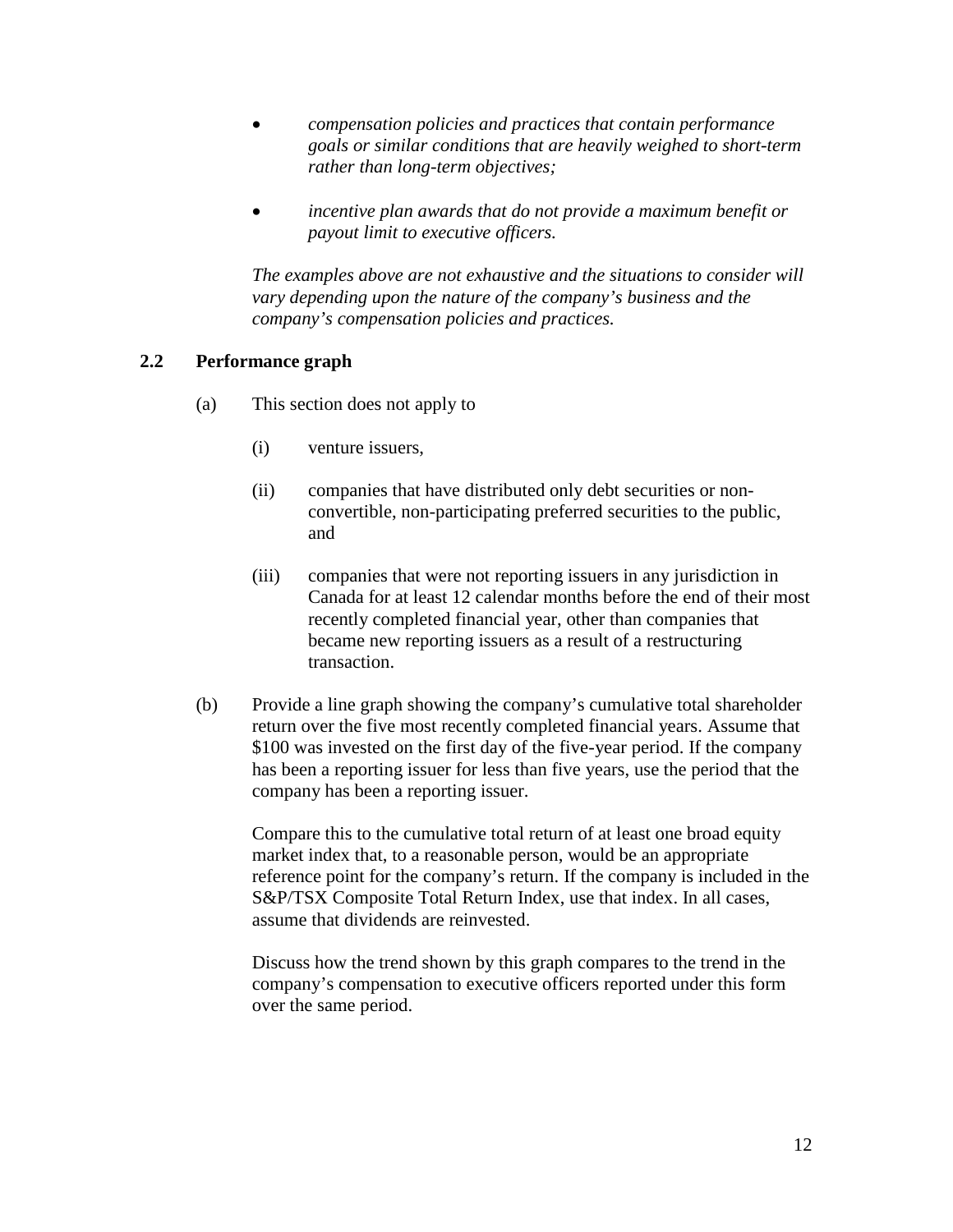- *compensation policies and practices that contain performance goals or similar conditions that are heavily weighed to short-term rather than long-term objectives;*

- *incentive plan awards that do not provide a maximum benefit or payout limit to executive officers.*

*The examples above are not exhaustive and the situations to consider will vary depending upon the nature of the company's business and the company's compensation policies and practices.*

## 2.2 Performance graph

(a) This section does not apply to

(i) venture issuers,

(ii) companies that have distributed only debt securities or non-convertible, non-participating preferred securities to the public, and

(iii) companies that were not reporting issuers in any jurisdiction in Canada for at least 12 calendar months before the end of their most recently completed financial year, other than companies that became new reporting issuers as a result of a restructuring transaction.

(b) Provide a line graph showing the company's cumulative total shareholder return over the five most recently completed financial years. Assume that $100 was invested on the first day of the five-year period. If the company has been a reporting issuer for less than five years, use the period that the company has been a reporting issuer.

Compare this to the cumulative total return of at least one broad equity market index that, to a reasonable person, would be an appropriate reference point for the company's return. If the company is included in the S&P/TSX Composite Total Return Index, use that index. In all cases, assume that dividends are reinvested.

Discuss how the trend shown by this graph compares to the trend in the company's compensation to executive officers reported under this form over the same period.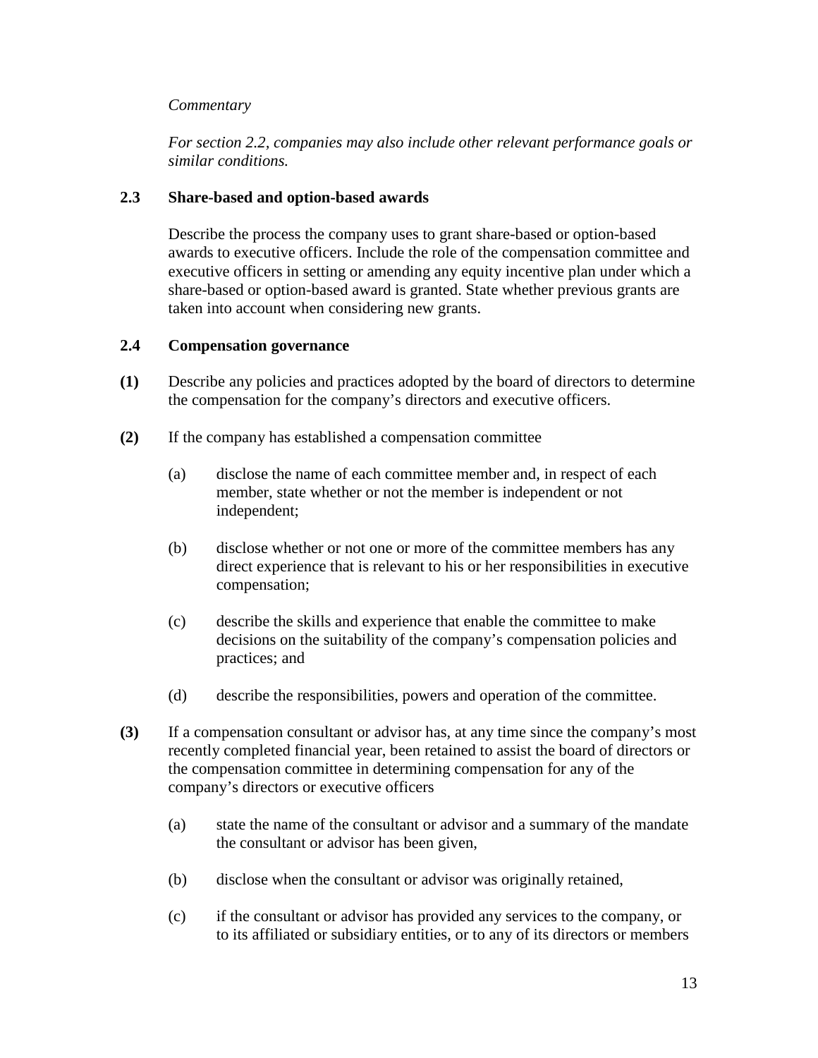*Commentary*

*For section 2.2, companies may also include other relevant performance goals or similar conditions.*

### 2.3 Share-based and option-based awards

Describe the process the company uses to grant share-based or option-based awards to executive officers. Include the role of the compensation committee and executive officers in setting or amending any equity incentive plan under which a share-based or option-based award is granted. State whether previous grants are taken into account when considering new grants.

### 2.4 Compensation governance

**(1)** Describe any policies and practices adopted by the board of directors to determine the compensation for the company's directors and executive officers.

**(2)** If the company has established a compensation committee

(a) disclose the name of each committee member and, in respect of each member, state whether or not the member is independent or not independent;

(b) disclose whether or not one or more of the committee members has any direct experience that is relevant to his or her responsibilities in executive compensation;

(c) describe the skills and experience that enable the committee to make decisions on the suitability of the company's compensation policies and practices; and

(d) describe the responsibilities, powers and operation of the committee.

**(3)** If a compensation consultant or advisor has, at any time since the company's most recently completed financial year, been retained to assist the board of directors or the compensation committee in determining compensation for any of the company's directors or executive officers

(a) state the name of the consultant or advisor and a summary of the mandate the consultant or advisor has been given,

(b) disclose when the consultant or advisor was originally retained,

(c) if the consultant or advisor has provided any services to the company, or to its affiliated or subsidiary entities, or to any of its directors or members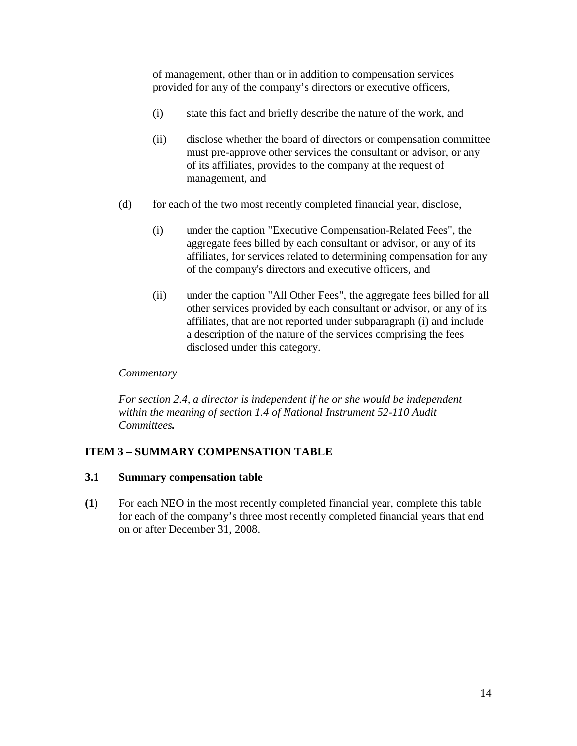of management, other than or in addition to compensation services provided for any of the company's directors or executive officers,

- (i) state this fact and briefly describe the nature of the work, and

- (ii) disclose whether the board of directors or compensation committee must pre-approve other services the consultant or advisor, or any of its affiliates, provides to the company at the request of management, and

(d) for each of the two most recently completed financial year, disclose,

- (i) under the caption "Executive Compensation-Related Fees", the aggregate fees billed by each consultant or advisor, or any of its affiliates, for services related to determining compensation for any of the company's directors and executive officers, and

- (ii) under the caption "All Other Fees", the aggregate fees billed for all other services provided by each consultant or advisor, or any of its affiliates, that are not reported under subparagraph (i) and include a description of the nature of the services comprising the fees disclosed under this category.

*Commentary*

*For section 2.4, a director is independent if he or she would be independent within the meaning of section 1.4 of National Instrument 52-110 Audit Committees.*

## ITEM 3 – SUMMARY COMPENSATION TABLE

### 3.1 Summary compensation table

**(1)** For each NEO in the most recently completed financial year, complete this table for each of the company's three most recently completed financial years that end on or after December 31, 2008.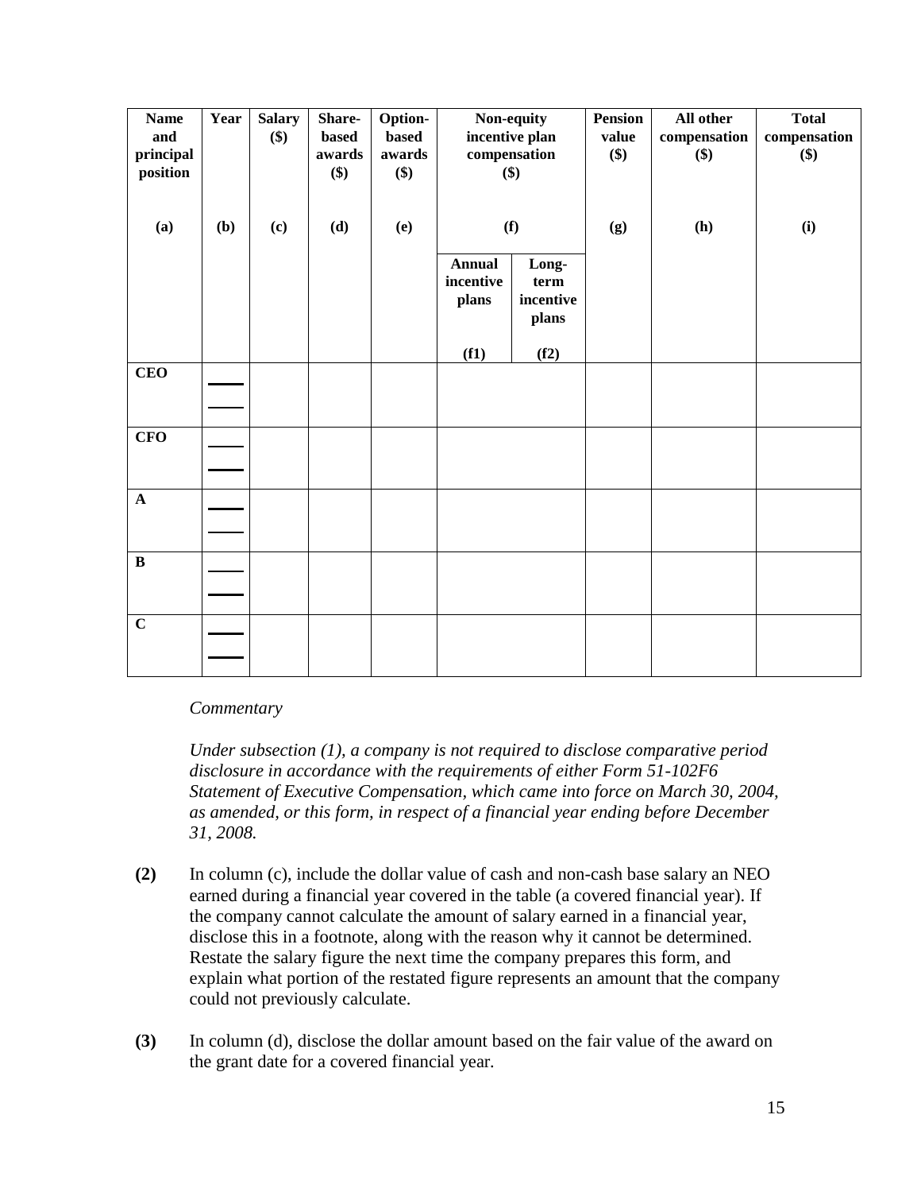| Name and principal position | Year | Salary ($) | Share-based awards ($) | Option-based awards ($) | Non-equity incentive plan compensation ($) | | Pension value ($) | All other compensation ($) | Total compensation ($) |
|---|---|---|---|---|---|---|---|---|---|
| (a) | (b) | (c) | (d) | (e) | (f) | | (g) | (h) | (i) |
| | | | | | Annual incentive plans (f1) | Long-term incentive plans (f2) | | | |
| CEO | ____ ____ | | | | | | | | |
| CFO | ____ ____ | | | | | | | | |
| A | ____ ____ | | | | | | | | |
| B | ____ ____ | | | | | | | | |
| C | ____ ____ | | | | | | | | |

*Commentary*

*Under subsection (1), a company is not required to disclose comparative period disclosure in accordance with the requirements of either Form 51-102F6 Statement of Executive Compensation, which came into force on March 30, 2004, as amended, or this form, in respect of a financial year ending before December 31, 2008.*

**(2)** In column (c), include the dollar value of cash and non-cash base salary an NEO earned during a financial year covered in the table (a covered financial year). If the company cannot calculate the amount of salary earned in a financial year, disclose this in a footnote, along with the reason why it cannot be determined. Restate the salary figure the next time the company prepares this form, and explain what portion of the restated figure represents an amount that the company could not previously calculate.

**(3)** In column (d), disclose the dollar amount based on the fair value of the award on the grant date for a covered financial year.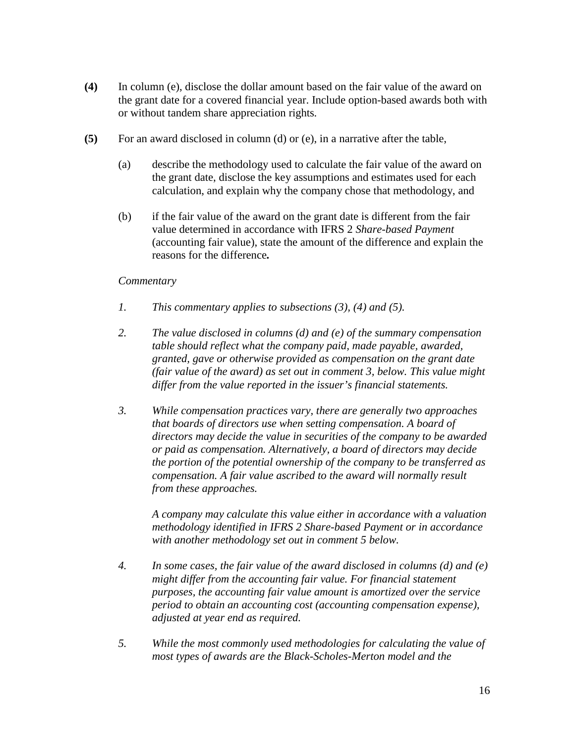**(4)** In column (e), disclose the dollar amount based on the fair value of the award on the grant date for a covered financial year. Include option-based awards both with or without tandem share appreciation rights.

**(5)** For an award disclosed in column (d) or (e), in a narrative after the table,

(a) describe the methodology used to calculate the fair value of the award on the grant date, disclose the key assumptions and estimates used for each calculation, and explain why the company chose that methodology, and

(b) if the fair value of the award on the grant date is different from the fair value determined in accordance with IFRS 2 *Share-based Payment* (accounting fair value), state the amount of the difference and explain the reasons for the difference**.**

*Commentary*

*1. This commentary applies to subsections (3), (4) and (5).*

*2. The value disclosed in columns (d) and (e) of the summary compensation table should reflect what the company paid, made payable, awarded, granted, gave or otherwise provided as compensation on the grant date (fair value of the award) as set out in comment 3, below. This value might differ from the value reported in the issuer's financial statements.*

*3. While compensation practices vary, there are generally two approaches that boards of directors use when setting compensation. A board of directors may decide the value in securities of the company to be awarded or paid as compensation. Alternatively, a board of directors may decide the portion of the potential ownership of the company to be transferred as compensation. A fair value ascribed to the award will normally result from these approaches.*

*A company may calculate this value either in accordance with a valuation methodology identified in IFRS 2 Share-based Payment or in accordance with another methodology set out in comment 5 below.*

*4. In some cases, the fair value of the award disclosed in columns (d) and (e) might differ from the accounting fair value. For financial statement purposes, the accounting fair value amount is amortized over the service period to obtain an accounting cost (accounting compensation expense), adjusted at year end as required.*

*5. While the most commonly used methodologies for calculating the value of most types of awards are the Black-Scholes-Merton model and the*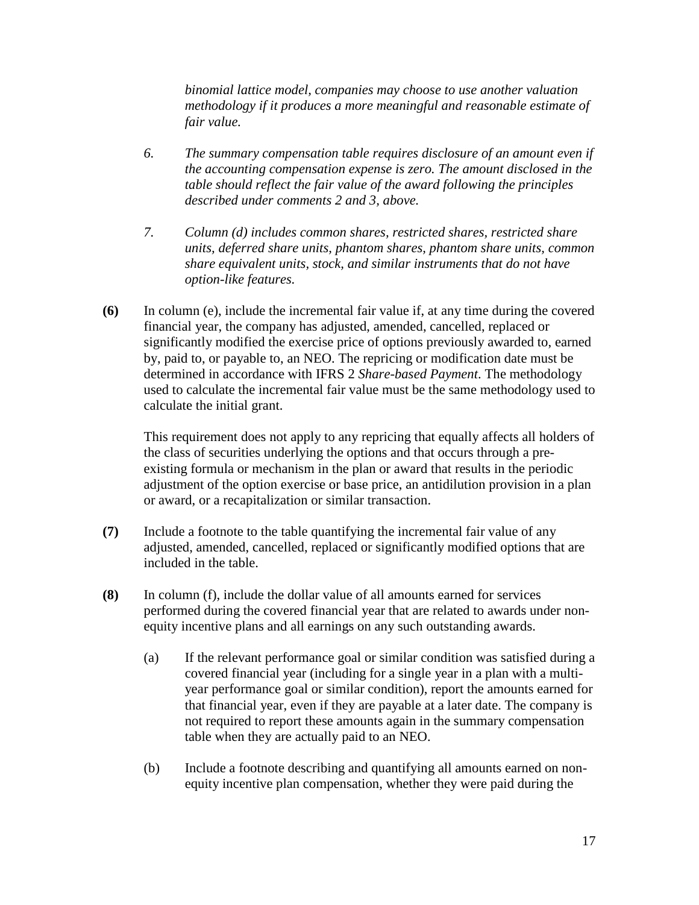*binomial lattice model, companies may choose to use another valuation methodology if it produces a more meaningful and reasonable estimate of fair value.*

*6. The summary compensation table requires disclosure of an amount even if the accounting compensation expense is zero. The amount disclosed in the table should reflect the fair value of the award following the principles described under comments 2 and 3, above.*

*7. Column (d) includes common shares, restricted shares, restricted share units, deferred share units, phantom shares, phantom share units, common share equivalent units, stock, and similar instruments that do not have option-like features.*

**(6)** In column (e), include the incremental fair value if, at any time during the covered financial year, the company has adjusted, amended, cancelled, replaced or significantly modified the exercise price of options previously awarded to, earned by, paid to, or payable to, an NEO. The repricing or modification date must be determined in accordance with IFRS 2 *Share-based Payment*. The methodology used to calculate the incremental fair value must be the same methodology used to calculate the initial grant.

This requirement does not apply to any repricing that equally affects all holders of the class of securities underlying the options and that occurs through a pre-existing formula or mechanism in the plan or award that results in the periodic adjustment of the option exercise or base price, an antidilution provision in a plan or award, or a recapitalization or similar transaction.

**(7)** Include a footnote to the table quantifying the incremental fair value of any adjusted, amended, cancelled, replaced or significantly modified options that are included in the table.

**(8)** In column (f), include the dollar value of all amounts earned for services performed during the covered financial year that are related to awards under non-equity incentive plans and all earnings on any such outstanding awards.

(a) If the relevant performance goal or similar condition was satisfied during a covered financial year (including for a single year in a plan with a multi-year performance goal or similar condition), report the amounts earned for that financial year, even if they are payable at a later date. The company is not required to report these amounts again in the summary compensation table when they are actually paid to an NEO.

(b) Include a footnote describing and quantifying all amounts earned on non-equity incentive plan compensation, whether they were paid during the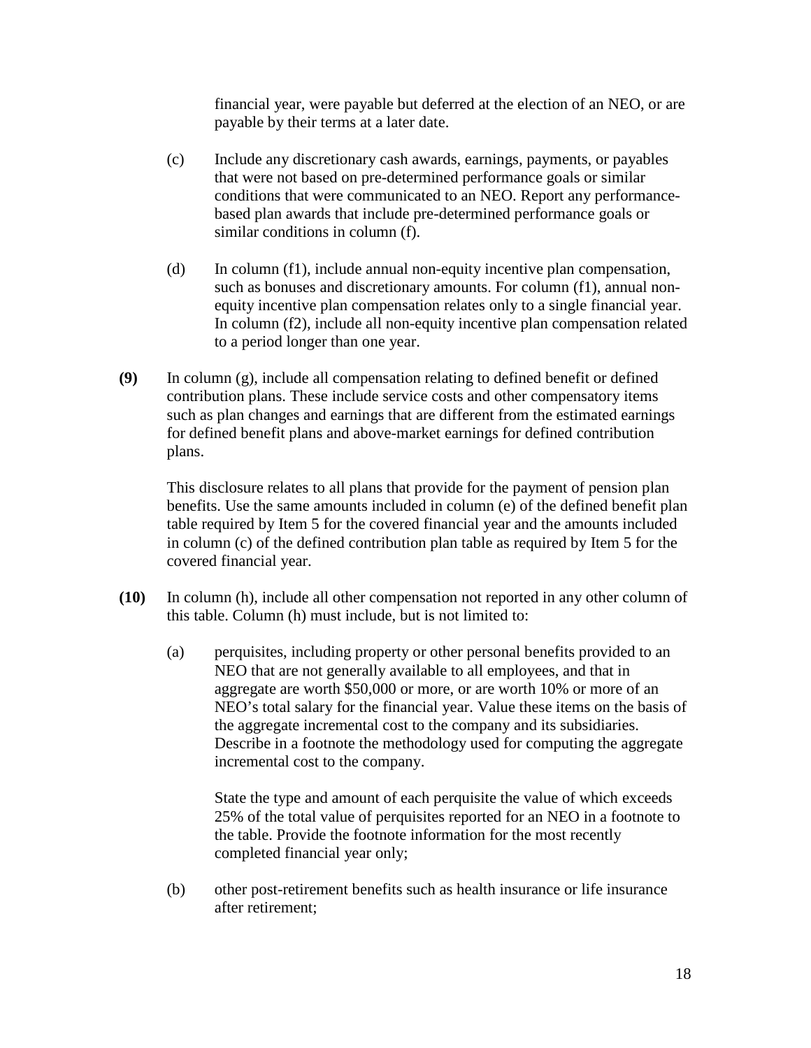financial year, were payable but deferred at the election of an NEO, or are payable by their terms at a later date.

(c) Include any discretionary cash awards, earnings, payments, or payables that were not based on pre-determined performance goals or similar conditions that were communicated to an NEO. Report any performance-based plan awards that include pre-determined performance goals or similar conditions in column (f).

(d) In column (f1), include annual non-equity incentive plan compensation, such as bonuses and discretionary amounts. For column (f1), annual non-equity incentive plan compensation relates only to a single financial year. In column (f2), include all non-equity incentive plan compensation related to a period longer than one year.

**(9)** In column (g), include all compensation relating to defined benefit or defined contribution plans. These include service costs and other compensatory items such as plan changes and earnings that are different from the estimated earnings for defined benefit plans and above-market earnings for defined contribution plans.

This disclosure relates to all plans that provide for the payment of pension plan benefits. Use the same amounts included in column (e) of the defined benefit plan table required by Item 5 for the covered financial year and the amounts included in column (c) of the defined contribution plan table as required by Item 5 for the covered financial year.

**(10)** In column (h), include all other compensation not reported in any other column of this table. Column (h) must include, but is not limited to:

(a) perquisites, including property or other personal benefits provided to an NEO that are not generally available to all employees, and that in aggregate are worth $50,000 or more, or are worth 10% or more of an NEO's total salary for the financial year. Value these items on the basis of the aggregate incremental cost to the company and its subsidiaries. Describe in a footnote the methodology used for computing the aggregate incremental cost to the company.

State the type and amount of each perquisite the value of which exceeds 25% of the total value of perquisites reported for an NEO in a footnote to the table. Provide the footnote information for the most recently completed financial year only;

(b) other post-retirement benefits such as health insurance or life insurance after retirement;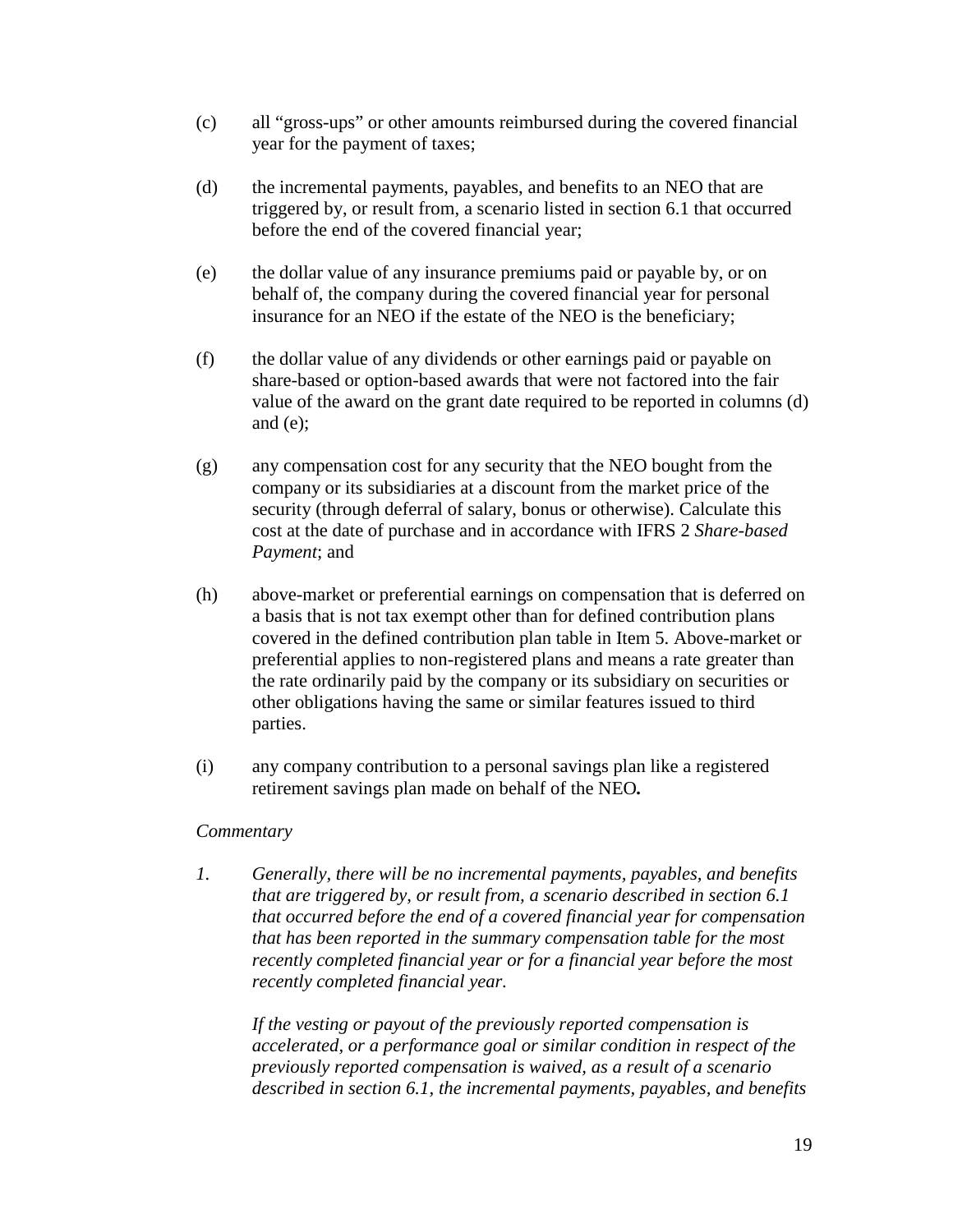(c) all "gross-ups" or other amounts reimbursed during the covered financial year for the payment of taxes;

(d) the incremental payments, payables, and benefits to an NEO that are triggered by, or result from, a scenario listed in section 6.1 that occurred before the end of the covered financial year;

(e) the dollar value of any insurance premiums paid or payable by, or on behalf of, the company during the covered financial year for personal insurance for an NEO if the estate of the NEO is the beneficiary;

(f) the dollar value of any dividends or other earnings paid or payable on share-based or option-based awards that were not factored into the fair value of the award on the grant date required to be reported in columns (d) and (e);

(g) any compensation cost for any security that the NEO bought from the company or its subsidiaries at a discount from the market price of the security (through deferral of salary, bonus or otherwise). Calculate this cost at the date of purchase and in accordance with IFRS 2 *Share-based Payment*; and

(h) above-market or preferential earnings on compensation that is deferred on a basis that is not tax exempt other than for defined contribution plans covered in the defined contribution plan table in Item 5. Above-market or preferential applies to non-registered plans and means a rate greater than the rate ordinarily paid by the company or its subsidiary on securities or other obligations having the same or similar features issued to third parties.

(i) any company contribution to a personal savings plan like a registered retirement savings plan made on behalf of the NEO**.**

*Commentary*

*1. Generally, there will be no incremental payments, payables, and benefits that are triggered by, or result from, a scenario described in section 6.1 that occurred before the end of a covered financial year for compensation that has been reported in the summary compensation table for the most recently completed financial year or for a financial year before the most recently completed financial year.*

*If the vesting or payout of the previously reported compensation is accelerated, or a performance goal or similar condition in respect of the previously reported compensation is waived, as a result of a scenario described in section 6.1, the incremental payments, payables, and benefits*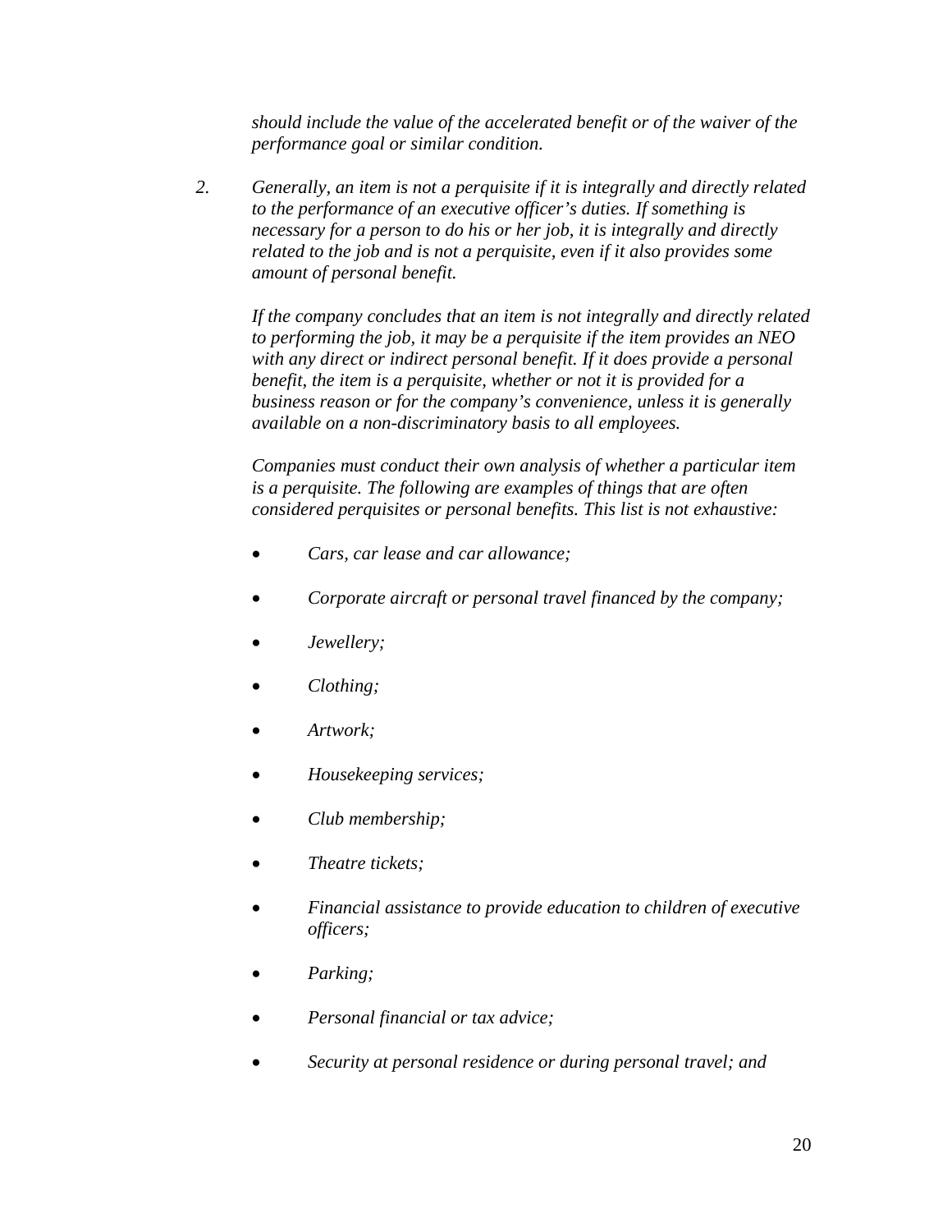*should include the value of the accelerated benefit or of the waiver of the performance goal or similar condition.*

2. *Generally, an item is not a perquisite if it is integrally and directly related to the performance of an executive officer's duties. If something is necessary for a person to do his or her job, it is integrally and directly related to the job and is not a perquisite, even if it also provides some amount of personal benefit.*

   *If the company concludes that an item is not integrally and directly related to performing the job, it may be a perquisite if the item provides an NEO with any direct or indirect personal benefit. If it does provide a personal benefit, the item is a perquisite, whether or not it is provided for a business reason or for the company's convenience, unless it is generally available on a non-discriminatory basis to all employees.*

   *Companies must conduct their own analysis of whether a particular item is a perquisite. The following are examples of things that are often considered perquisites or personal benefits. This list is not exhaustive:*

   - *Cars, car lease and car allowance;*
   - *Corporate aircraft or personal travel financed by the company;*
   - *Jewellery;*
   - *Clothing;*
   - *Artwork;*
   - *Housekeeping services;*
   - *Club membership;*
   - *Theatre tickets;*
   - *Financial assistance to provide education to children of executive officers;*
   - *Parking;*
   - *Personal financial or tax advice;*
   - *Security at personal residence or during personal travel; and*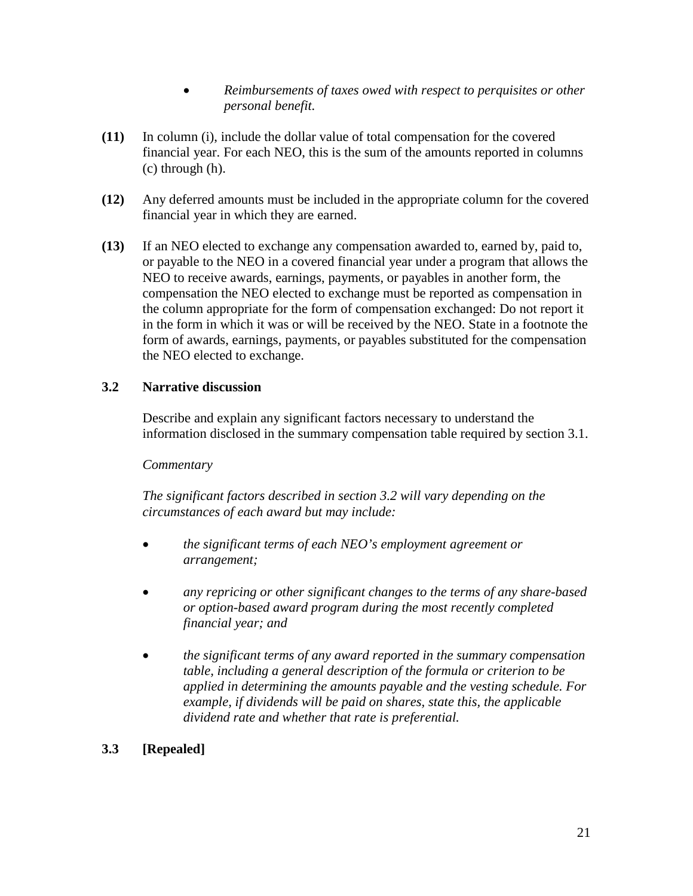- *Reimbursements of taxes owed with respect to perquisites or other personal benefit.*

**(11)** In column (i), include the dollar value of total compensation for the covered financial year. For each NEO, this is the sum of the amounts reported in columns (c) through (h).

**(12)** Any deferred amounts must be included in the appropriate column for the covered financial year in which they are earned.

**(13)** If an NEO elected to exchange any compensation awarded to, earned by, paid to, or payable to the NEO in a covered financial year under a program that allows the NEO to receive awards, earnings, payments, or payables in another form, the compensation the NEO elected to exchange must be reported as compensation in the column appropriate for the form of compensation exchanged: Do not report it in the form in which it was or will be received by the NEO. State in a footnote the form of awards, earnings, payments, or payables substituted for the compensation the NEO elected to exchange.

### 3.2 Narrative discussion

Describe and explain any significant factors necessary to understand the information disclosed in the summary compensation table required by section 3.1.

*Commentary*

*The significant factors described in section 3.2 will vary depending on the circumstances of each award but may include:*

- *the significant terms of each NEO's employment agreement or arrangement;*
- *any repricing or other significant changes to the terms of any share-based or option-based award program during the most recently completed financial year; and*
- *the significant terms of any award reported in the summary compensation table, including a general description of the formula or criterion to be applied in determining the amounts payable and the vesting schedule. For example, if dividends will be paid on shares, state this, the applicable dividend rate and whether that rate is preferential.*

### 3.3 [Repealed]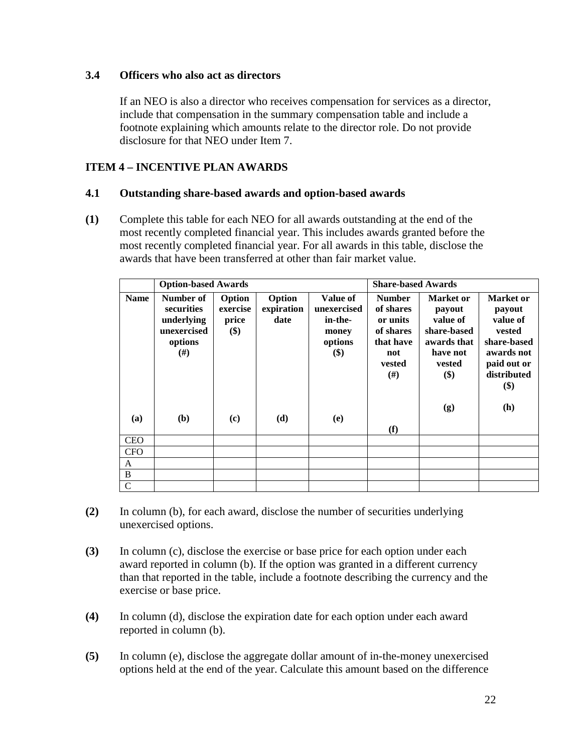### 3.4 Officers who also act as directors

If an NEO is also a director who receives compensation for services as a director, include that compensation in the summary compensation table and include a footnote explaining which amounts relate to the director role. Do not provide disclosure for that NEO under Item 7.

## ITEM 4 – INCENTIVE PLAN AWARDS

### 4.1 Outstanding share-based awards and option-based awards

**(1)** Complete this table for each NEO for all awards outstanding at the end of the most recently completed financial year. This includes awards granted before the most recently completed financial year. For all awards in this table, disclose the awards that have been transferred at other than fair market value.

| | **Option-based Awards** | | | | **Share-based Awards** | | |
|---|---|---|---|---|---|---|---|
| **Name** | **Number of securities underlying unexercised options (#)** | **Option exercise price ($)** | **Option expiration date** | **Value of unexercised in-the-money options ($)** | **Number of shares or units of shares that have not vested (#)** | **Market or payout value of share-based awards that have not vested ($)** | **Market or payout value of vested share-based awards not paid out or distributed ($)** |
| **(a)** | **(b)** | **(c)** | **(d)** | **(e)** | **(f)** | **(g)** | **(h)** |
| CEO | | | | | | | |
| CFO | | | | | | | |
| A | | | | | | | |
| B | | | | | | | |
| C | | | | | | | |

**(2)** In column (b), for each award, disclose the number of securities underlying unexercised options.

**(3)** In column (c), disclose the exercise or base price for each option under each award reported in column (b). If the option was granted in a different currency than that reported in the table, include a footnote describing the currency and the exercise or base price.

**(4)** In column (d), disclose the expiration date for each option under each award reported in column (b).

**(5)** In column (e), disclose the aggregate dollar amount of in-the-money unexercised options held at the end of the year. Calculate this amount based on the difference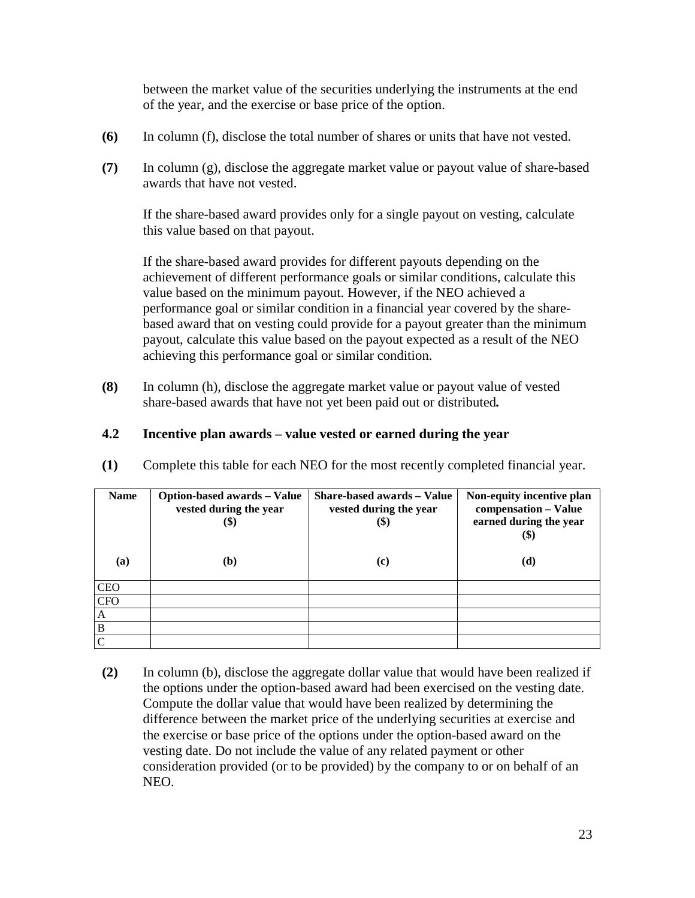between the market value of the securities underlying the instruments at the end of the year, and the exercise or base price of the option.

**(6)** In column (f), disclose the total number of shares or units that have not vested.

**(7)** In column (g), disclose the aggregate market value or payout value of share-based awards that have not vested.

If the share-based award provides only for a single payout on vesting, calculate this value based on that payout.

If the share-based award provides for different payouts depending on the achievement of different performance goals or similar conditions, calculate this value based on the minimum payout. However, if the NEO achieved a performance goal or similar condition in a financial year covered by the share-based award that on vesting could provide for a payout greater than the minimum payout, calculate this value based on the payout expected as a result of the NEO achieving this performance goal or similar condition.

**(8)** In column (h), disclose the aggregate market value or payout value of vested share-based awards that have not yet been paid out or distributed***.***

### 4.2 Incentive plan awards – value vested or earned during the year

**(1)** Complete this table for each NEO for the most recently completed financial year.

| **Name** | **Option-based awards – Value vested during the year ($)** | **Share-based awards – Value vested during the year ($)** | **Non-equity incentive plan compensation – Value earned during the year ($)** |
|---|---|---|---|
| **(a)** | **(b)** | **(c)** | **(d)** |
| CEO | | | |
| CFO | | | |
| A | | | |
| B | | | |
| C | | | |

**(2)** In column (b), disclose the aggregate dollar value that would have been realized if the options under the option-based award had been exercised on the vesting date. Compute the dollar value that would have been realized by determining the difference between the market price of the underlying securities at exercise and the exercise or base price of the options under the option-based award on the vesting date. Do not include the value of any related payment or other consideration provided (or to be provided) by the company to or on behalf of an NEO.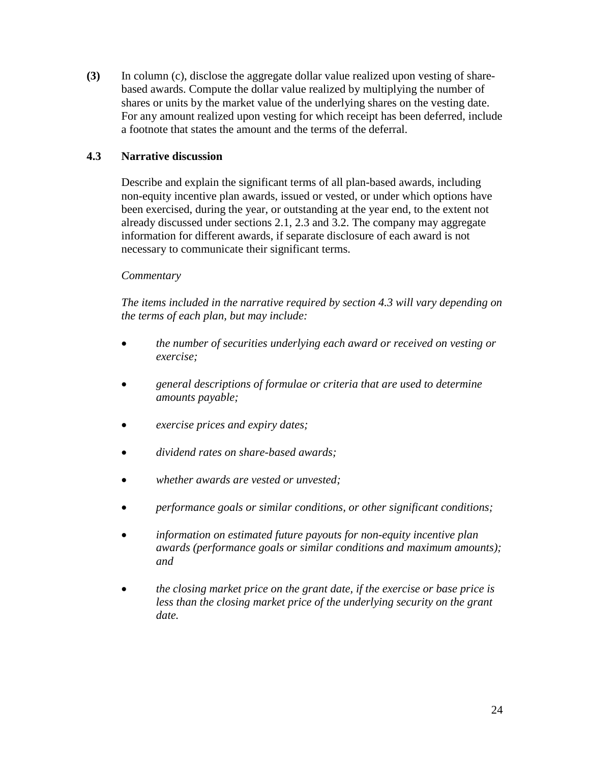**(3)** In column (c), disclose the aggregate dollar value realized upon vesting of share-based awards. Compute the dollar value realized by multiplying the number of shares or units by the market value of the underlying shares on the vesting date. For any amount realized upon vesting for which receipt has been deferred, include a footnote that states the amount and the terms of the deferral.

### 4.3 Narrative discussion

Describe and explain the significant terms of all plan-based awards, including non-equity incentive plan awards, issued or vested, or under which options have been exercised, during the year, or outstanding at the year end, to the extent not already discussed under sections 2.1, 2.3 and 3.2. The company may aggregate information for different awards, if separate disclosure of each award is not necessary to communicate their significant terms.

*Commentary*

*The items included in the narrative required by section 4.3 will vary depending on the terms of each plan, but may include:*

- *the number of securities underlying each award or received on vesting or exercise;*
- *general descriptions of formulae or criteria that are used to determine amounts payable;*
- *exercise prices and expiry dates;*
- *dividend rates on share-based awards;*
- *whether awards are vested or unvested;*
- *performance goals or similar conditions, or other significant conditions;*
- *information on estimated future payouts for non-equity incentive plan awards (performance goals or similar conditions and maximum amounts); and*
- *the closing market price on the grant date, if the exercise or base price is less than the closing market price of the underlying security on the grant date.*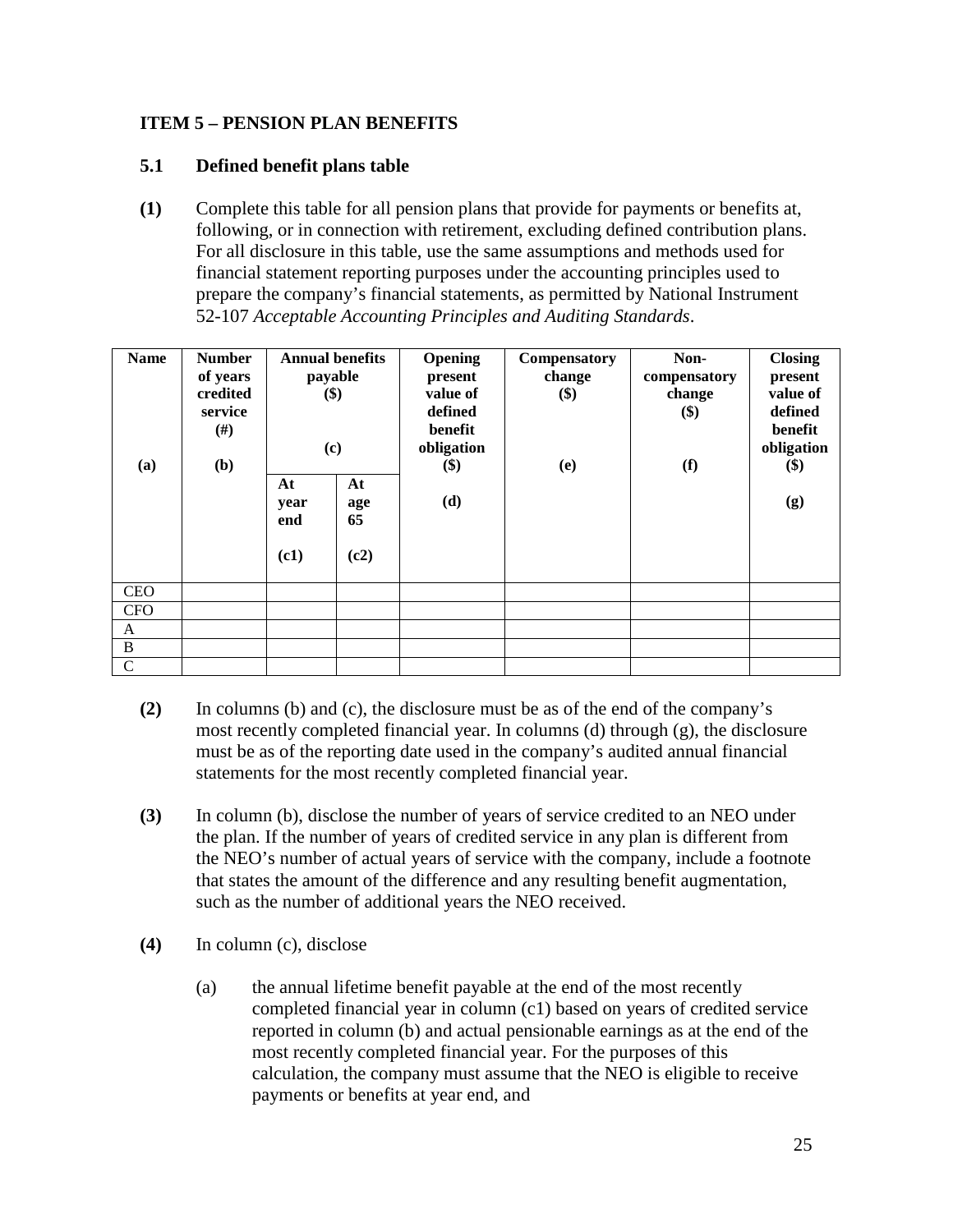**ITEM 5 – PENSION PLAN BENEFITS**

**5.1 Defined benefit plans table**

**(1)** Complete this table for all pension plans that provide for payments or benefits at, following, or in connection with retirement, excluding defined contribution plans. For all disclosure in this table, use the same assumptions and methods used for financial statement reporting purposes under the accounting principles used to prepare the company's financial statements, as permitted by National Instrument 52-107 *Acceptable Accounting Principles and Auditing Standards*.

| Name<br><br>(a) | Number of years credited service (#)<br><br>(b) | Annual benefits payable ($)<br><br>(c) | | Opening present value of defined benefit obligation ($)<br><br>(d) | Compensatory change ($)<br><br>(e) | Non-compensatory change ($)<br><br>(f) | Closing present value of defined benefit obligation ($)<br><br>(g) |
|---|---|---|---|---|---|---|---|
| | | At year end<br><br>(c1) | At age 65<br><br>(c2) | | | | |
| CEO | | | | | | | |
| CFO | | | | | | | |
| A | | | | | | | |
| B | | | | | | | |
| C | | | | | | | |

**(2)** In columns (b) and (c), the disclosure must be as of the end of the company's most recently completed financial year. In columns (d) through (g), the disclosure must be as of the reporting date used in the company's audited annual financial statements for the most recently completed financial year.

**(3)** In column (b), disclose the number of years of service credited to an NEO under the plan. If the number of years of credited service in any plan is different from the NEO's number of actual years of service with the company, include a footnote that states the amount of the difference and any resulting benefit augmentation, such as the number of additional years the NEO received.

**(4)** In column (c), disclose

(a) the annual lifetime benefit payable at the end of the most recently completed financial year in column (c1) based on years of credited service reported in column (b) and actual pensionable earnings as at the end of the most recently completed financial year. For the purposes of this calculation, the company must assume that the NEO is eligible to receive payments or benefits at year end, and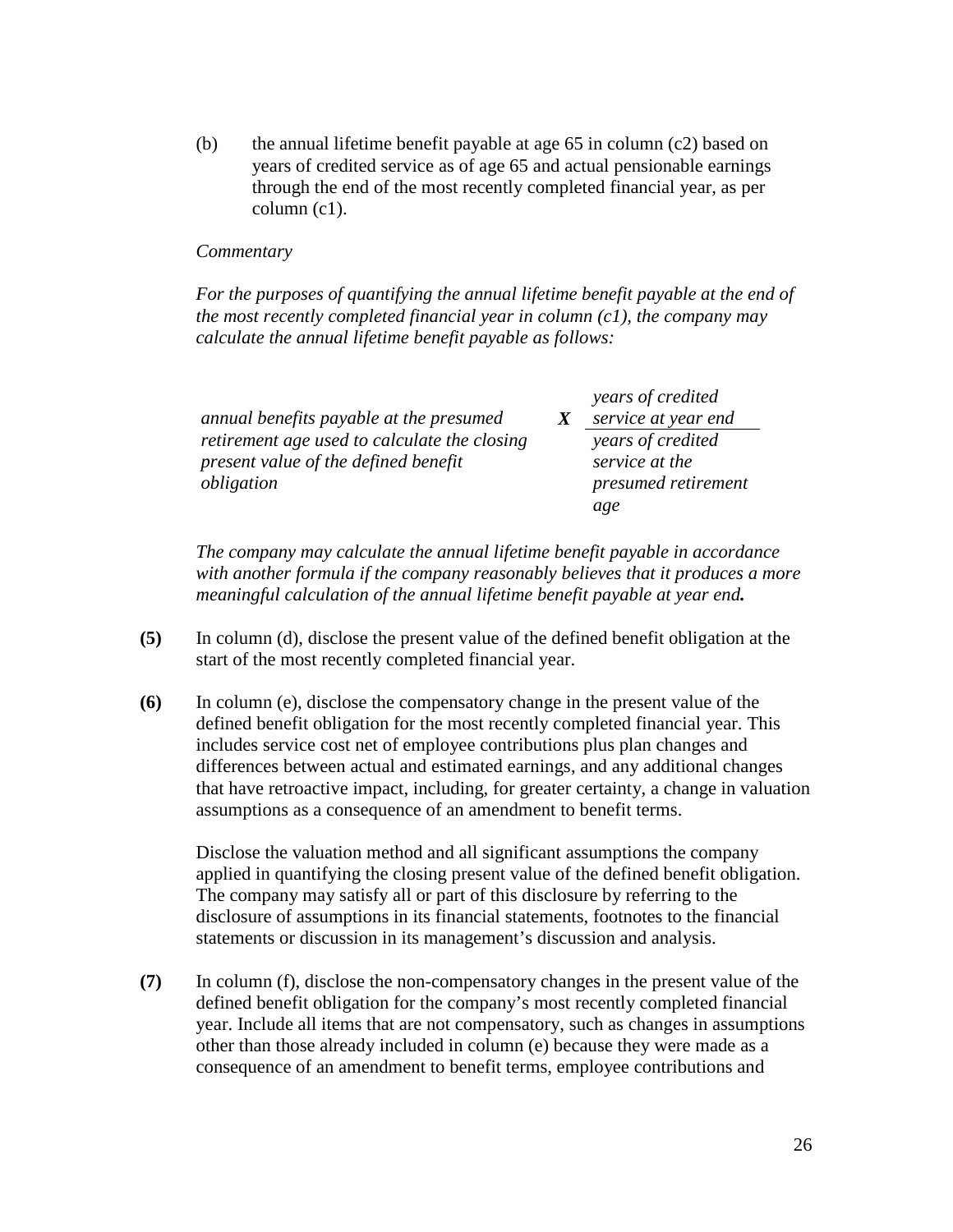(b) the annual lifetime benefit payable at age 65 in column (c2) based on years of credited service as of age 65 and actual pensionable earnings through the end of the most recently completed financial year, as per column (c1).

*Commentary*

*For the purposes of quantifying the annual lifetime benefit payable at the end of the most recently completed financial year in column (c1), the company may calculate the annual lifetime benefit payable as follows:*

$$\textit{annual benefits payable at the presumed retirement age used to calculate the closing present value of the defined benefit obligation} \times \frac{\textit{years of credited service at year end}}{\textit{years of credited service at the presumed retirement age}}$$

*The company may calculate the annual lifetime benefit payable in accordance with another formula if the company reasonably believes that it produces a more meaningful calculation of the annual lifetime benefit payable at year end.*

**(5)** In column (d), disclose the present value of the defined benefit obligation at the start of the most recently completed financial year.

**(6)** In column (e), disclose the compensatory change in the present value of the defined benefit obligation for the most recently completed financial year. This includes service cost net of employee contributions plus plan changes and differences between actual and estimated earnings, and any additional changes that have retroactive impact, including, for greater certainty, a change in valuation assumptions as a consequence of an amendment to benefit terms.

Disclose the valuation method and all significant assumptions the company applied in quantifying the closing present value of the defined benefit obligation. The company may satisfy all or part of this disclosure by referring to the disclosure of assumptions in its financial statements, footnotes to the financial statements or discussion in its management's discussion and analysis.

**(7)** In column (f), disclose the non-compensatory changes in the present value of the defined benefit obligation for the company's most recently completed financial year. Include all items that are not compensatory, such as changes in assumptions other than those already included in column (e) because they were made as a consequence of an amendment to benefit terms, employee contributions and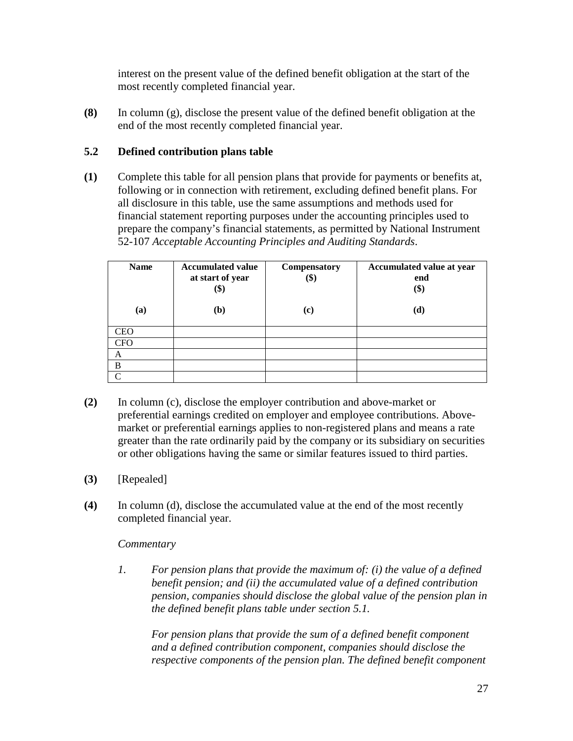interest on the present value of the defined benefit obligation at the start of the most recently completed financial year.

**(8)** In column (g), disclose the present value of the defined benefit obligation at the end of the most recently completed financial year.

### 5.2 Defined contribution plans table

**(1)** Complete this table for all pension plans that provide for payments or benefits at, following or in connection with retirement, excluding defined benefit plans. For all disclosure in this table, use the same assumptions and methods used for financial statement reporting purposes under the accounting principles used to prepare the company's financial statements, as permitted by National Instrument 52-107 *Acceptable Accounting Principles and Auditing Standards*.

| **Name**<br><br>**(a)** | **Accumulated value at start of year ($)**<br><br>**(b)** | **Compensatory ($)**<br><br>**(c)** | **Accumulated value at year end ($)**<br><br>**(d)** |
|---|---|---|---|
| CEO | | | |
| CFO | | | |
| A | | | |
| B | | | |
| C | | | |

**(2)** In column (c), disclose the employer contribution and above-market or preferential earnings credited on employer and employee contributions. Above-market or preferential earnings applies to non-registered plans and means a rate greater than the rate ordinarily paid by the company or its subsidiary on securities or other obligations having the same or similar features issued to third parties.

**(3)** [Repealed]

**(4)** In column (d), disclose the accumulated value at the end of the most recently completed financial year.

*Commentary*

1. *For pension plans that provide the maximum of: (i) the value of a defined benefit pension; and (ii) the accumulated value of a defined contribution pension, companies should disclose the global value of the pension plan in the defined benefit plans table under section 5.1.*

   *For pension plans that provide the sum of a defined benefit component and a defined contribution component, companies should disclose the respective components of the pension plan. The defined benefit component*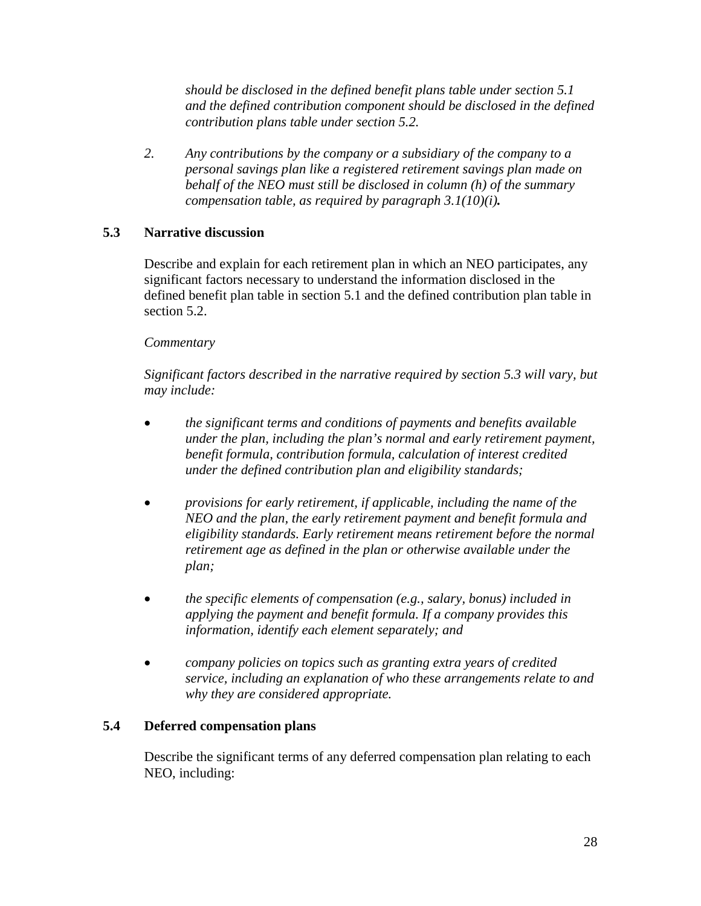*should be disclosed in the defined benefit plans table under section 5.1 and the defined contribution component should be disclosed in the defined contribution plans table under section 5.2.*

*2. Any contributions by the company or a subsidiary of the company to a personal savings plan like a registered retirement savings plan made on behalf of the NEO must still be disclosed in column (h) of the summary compensation table, as required by paragraph 3.1(10)(i)**.***

### 5.3 Narrative discussion

Describe and explain for each retirement plan in which an NEO participates, any significant factors necessary to understand the information disclosed in the defined benefit plan table in section 5.1 and the defined contribution plan table in section 5.2.

*Commentary*

*Significant factors described in the narrative required by section 5.3 will vary, but may include:*

- *the significant terms and conditions of payments and benefits available under the plan, including the plan's normal and early retirement payment, benefit formula, contribution formula, calculation of interest credited under the defined contribution plan and eligibility standards;*

- *provisions for early retirement, if applicable, including the name of the NEO and the plan, the early retirement payment and benefit formula and eligibility standards. Early retirement means retirement before the normal retirement age as defined in the plan or otherwise available under the plan;*

- *the specific elements of compensation (e.g., salary, bonus) included in applying the payment and benefit formula. If a company provides this information, identify each element separately; and*

- *company policies on topics such as granting extra years of credited service, including an explanation of who these arrangements relate to and why they are considered appropriate.*

### 5.4 Deferred compensation plans

Describe the significant terms of any deferred compensation plan relating to each NEO, including: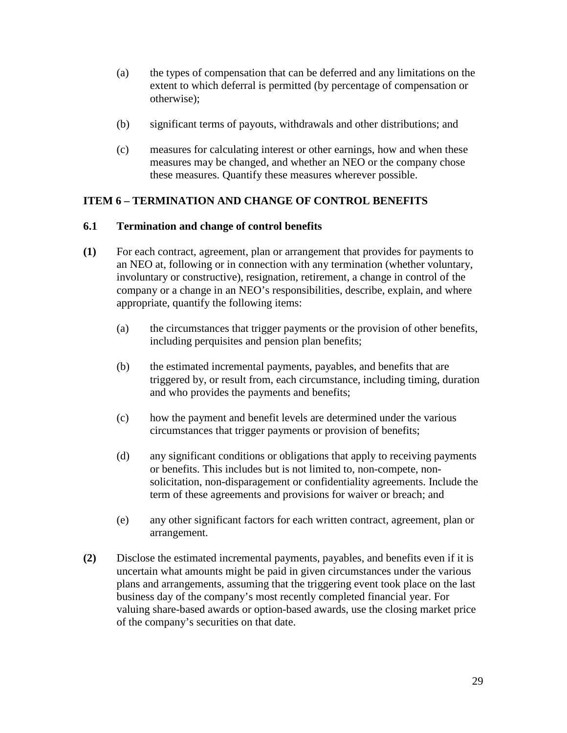(a) the types of compensation that can be deferred and any limitations on the extent to which deferral is permitted (by percentage of compensation or otherwise);

(b) significant terms of payouts, withdrawals and other distributions; and

(c) measures for calculating interest or other earnings, how and when these measures may be changed, and whether an NEO or the company chose these measures. Quantify these measures wherever possible.

## ITEM 6 – TERMINATION AND CHANGE OF CONTROL BENEFITS

### 6.1 Termination and change of control benefits

**(1)** For each contract, agreement, plan or arrangement that provides for payments to an NEO at, following or in connection with any termination (whether voluntary, involuntary or constructive), resignation, retirement, a change in control of the company or a change in an NEO's responsibilities, describe, explain, and where appropriate, quantify the following items:

(a) the circumstances that trigger payments or the provision of other benefits, including perquisites and pension plan benefits;

(b) the estimated incremental payments, payables, and benefits that are triggered by, or result from, each circumstance, including timing, duration and who provides the payments and benefits;

(c) how the payment and benefit levels are determined under the various circumstances that trigger payments or provision of benefits;

(d) any significant conditions or obligations that apply to receiving payments or benefits. This includes but is not limited to, non-compete, non-solicitation, non-disparagement or confidentiality agreements. Include the term of these agreements and provisions for waiver or breach; and

(e) any other significant factors for each written contract, agreement, plan or arrangement.

**(2)** Disclose the estimated incremental payments, payables, and benefits even if it is uncertain what amounts might be paid in given circumstances under the various plans and arrangements, assuming that the triggering event took place on the last business day of the company's most recently completed financial year. For valuing share-based awards or option-based awards, use the closing market price of the company's securities on that date.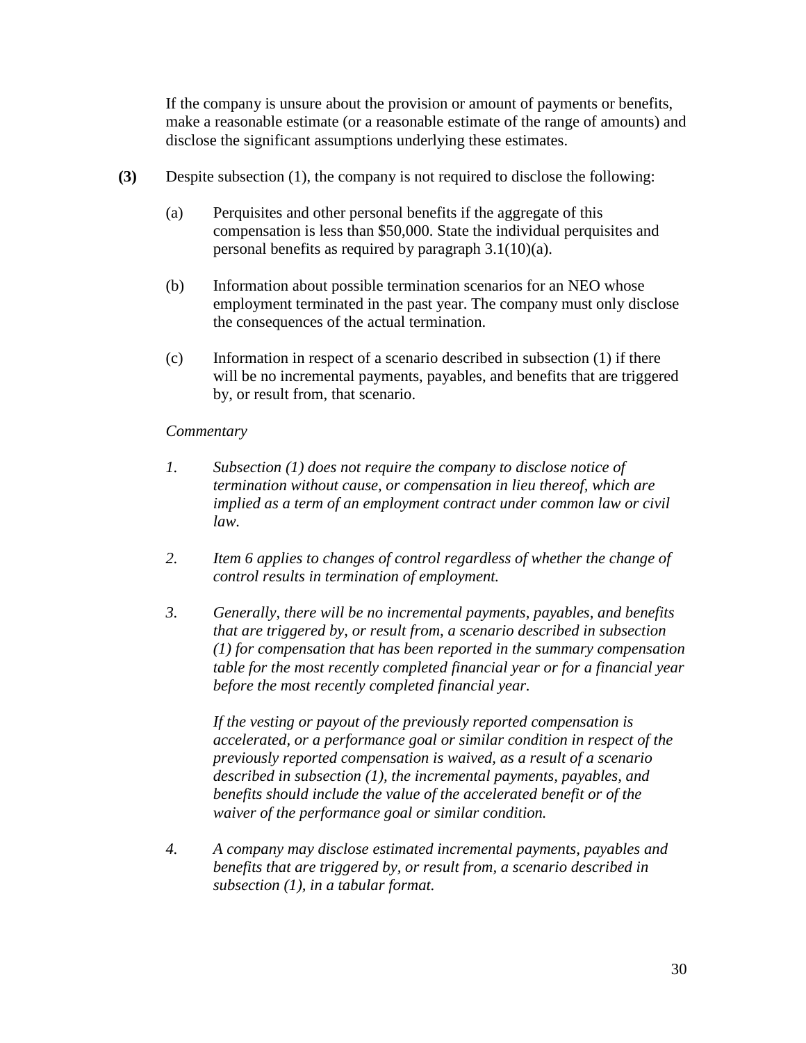If the company is unsure about the provision or amount of payments or benefits, make a reasonable estimate (or a reasonable estimate of the range of amounts) and disclose the significant assumptions underlying these estimates.

**(3)** Despite subsection (1), the company is not required to disclose the following:

(a) Perquisites and other personal benefits if the aggregate of this compensation is less than $50,000. State the individual perquisites and personal benefits as required by paragraph 3.1(10)(a).

(b) Information about possible termination scenarios for an NEO whose employment terminated in the past year. The company must only disclose the consequences of the actual termination.

(c) Information in respect of a scenario described in subsection (1) if there will be no incremental payments, payables, and benefits that are triggered by, or result from, that scenario.

*Commentary*

*1. Subsection (1) does not require the company to disclose notice of termination without cause, or compensation in lieu thereof, which are implied as a term of an employment contract under common law or civil law.*

*2. Item 6 applies to changes of control regardless of whether the change of control results in termination of employment.*

*3. Generally, there will be no incremental payments, payables, and benefits that are triggered by, or result from, a scenario described in subsection (1) for compensation that has been reported in the summary compensation table for the most recently completed financial year or for a financial year before the most recently completed financial year.*

*If the vesting or payout of the previously reported compensation is accelerated, or a performance goal or similar condition in respect of the previously reported compensation is waived, as a result of a scenario described in subsection (1), the incremental payments, payables, and benefits should include the value of the accelerated benefit or of the waiver of the performance goal or similar condition.*

*4. A company may disclose estimated incremental payments, payables and benefits that are triggered by, or result from, a scenario described in subsection (1), in a tabular format.*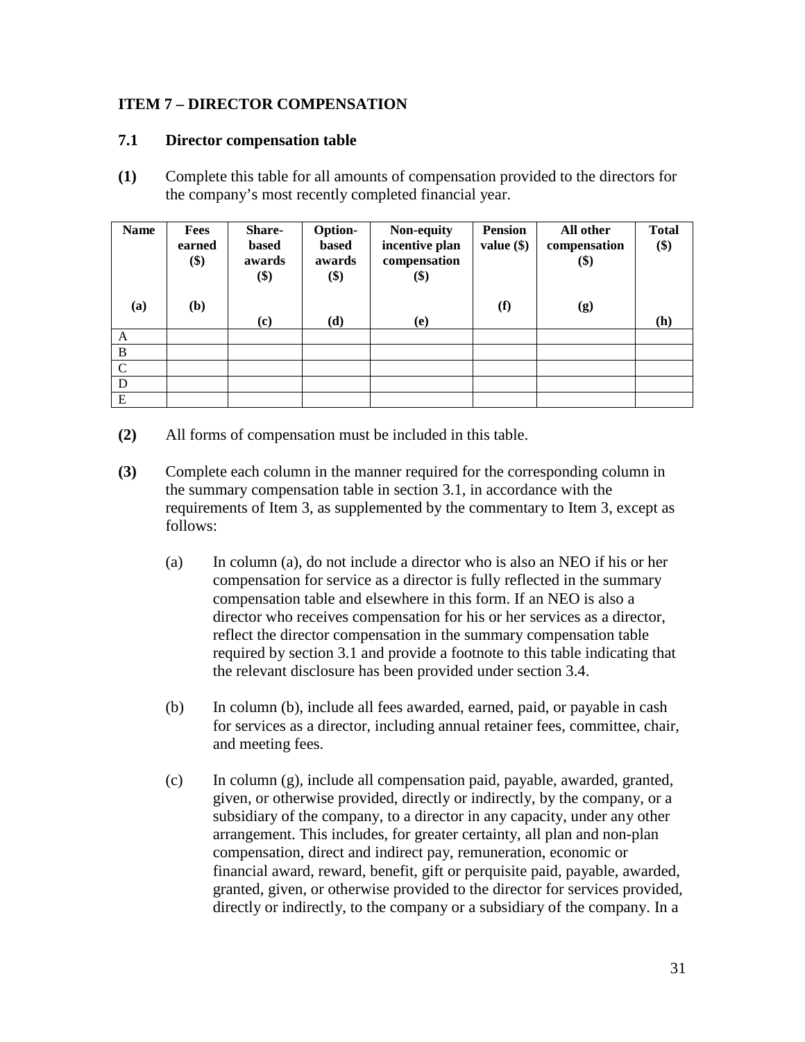## ITEM 7 – DIRECTOR COMPENSATION

### 7.1 Director compensation table

**(1)** Complete this table for all amounts of compensation provided to the directors for the company's most recently completed financial year.

| Name<br><br>(a) | Fees earned ($)<br><br>(b) | Share-based awards ($)<br><br>(c) | Option-based awards ($)<br><br>(d) | Non-equity incentive plan compensation ($)<br><br>(e) | Pension value ($)<br><br>(f) | All other compensation ($)<br><br>(g) | Total ($)<br><br>(h) |
|---|---|---|---|---|---|---|---|
| A | | | | | | | |
| B | | | | | | | |
| C | | | | | | | |
| D | | | | | | | |
| E | | | | | | | |

**(2)** All forms of compensation must be included in this table.

**(3)** Complete each column in the manner required for the corresponding column in the summary compensation table in section 3.1, in accordance with the requirements of Item 3, as supplemented by the commentary to Item 3, except as follows:

(a) In column (a), do not include a director who is also an NEO if his or her compensation for service as a director is fully reflected in the summary compensation table and elsewhere in this form. If an NEO is also a director who receives compensation for his or her services as a director, reflect the director compensation in the summary compensation table required by section 3.1 and provide a footnote to this table indicating that the relevant disclosure has been provided under section 3.4.

(b) In column (b), include all fees awarded, earned, paid, or payable in cash for services as a director, including annual retainer fees, committee, chair, and meeting fees.

(c) In column (g), include all compensation paid, payable, awarded, granted, given, or otherwise provided, directly or indirectly, by the company, or a subsidiary of the company, to a director in any capacity, under any other arrangement. This includes, for greater certainty, all plan and non-plan compensation, direct and indirect pay, remuneration, economic or financial award, reward, benefit, gift or perquisite paid, payable, awarded, granted, given, or otherwise provided to the director for services provided, directly or indirectly, to the company or a subsidiary of the company. In a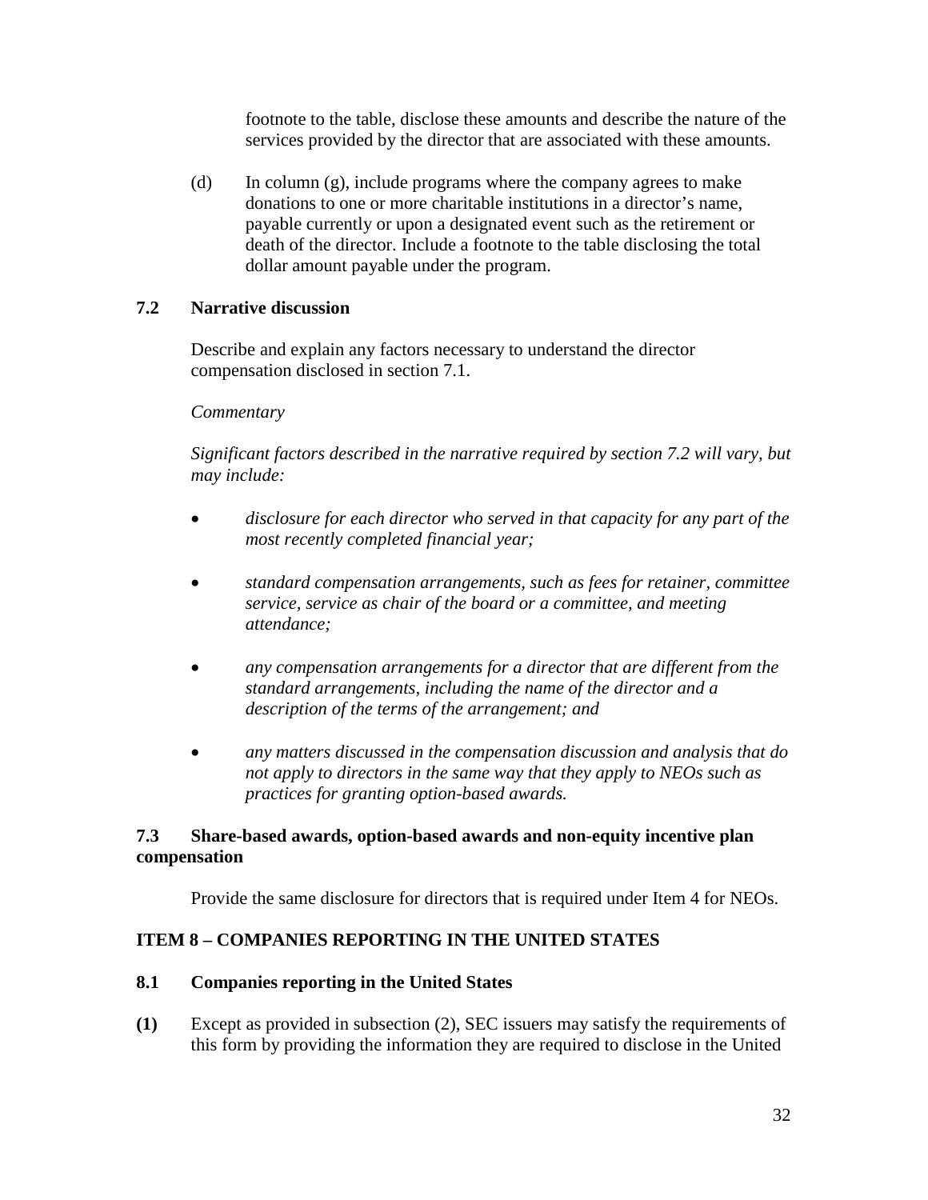footnote to the table, disclose these amounts and describe the nature of the services provided by the director that are associated with these amounts.

(d) In column (g), include programs where the company agrees to make donations to one or more charitable institutions in a director's name, payable currently or upon a designated event such as the retirement or death of the director. Include a footnote to the table disclosing the total dollar amount payable under the program.

### 7.2 Narrative discussion

Describe and explain any factors necessary to understand the director compensation disclosed in section 7.1.

*Commentary*

*Significant factors described in the narrative required by section 7.2 will vary, but may include:*

- *disclosure for each director who served in that capacity for any part of the most recently completed financial year;*
- *standard compensation arrangements, such as fees for retainer, committee service, service as chair of the board or a committee, and meeting attendance;*
- *any compensation arrangements for a director that are different from the standard arrangements, including the name of the director and a description of the terms of the arrangement; and*
- *any matters discussed in the compensation discussion and analysis that do not apply to directors in the same way that they apply to NEOs such as practices for granting option-based awards.*

### 7.3 Share-based awards, option-based awards and non-equity incentive plan compensation

Provide the same disclosure for directors that is required under Item 4 for NEOs.

## ITEM 8 – COMPANIES REPORTING IN THE UNITED STATES

### 8.1 Companies reporting in the United States

**(1)** Except as provided in subsection (2), SEC issuers may satisfy the requirements of this form by providing the information they are required to disclose in the United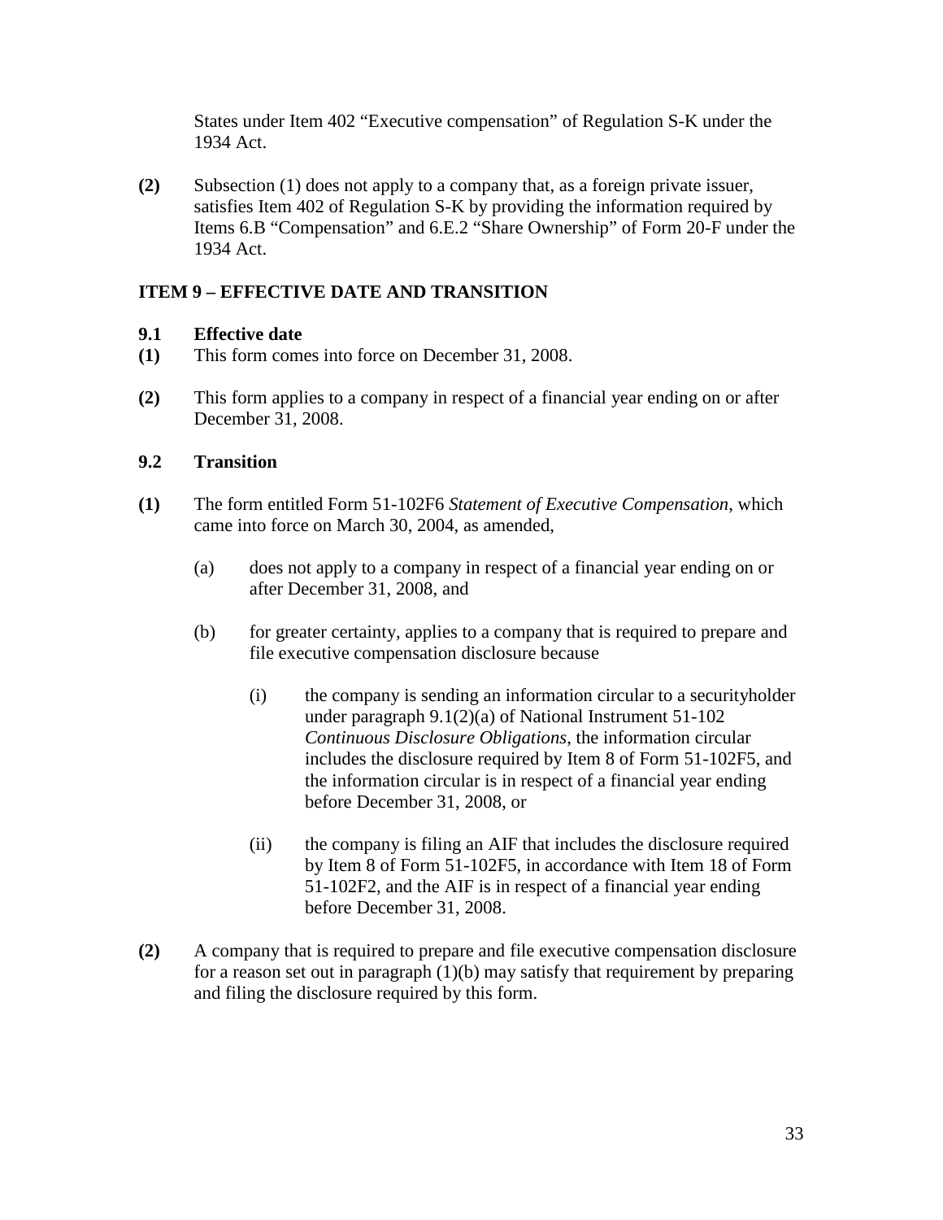States under Item 402 "Executive compensation" of Regulation S-K under the 1934 Act.

**(2)** Subsection (1) does not apply to a company that, as a foreign private issuer, satisfies Item 402 of Regulation S-K by providing the information required by Items 6.B "Compensation" and 6.E.2 "Share Ownership" of Form 20-F under the 1934 Act.

## ITEM 9 – EFFECTIVE DATE AND TRANSITION

### 9.1 Effective date

**(1)** This form comes into force on December 31, 2008.

**(2)** This form applies to a company in respect of a financial year ending on or after December 31, 2008.

### 9.2 Transition

**(1)** The form entitled Form 51-102F6 *Statement of Executive Compensation*, which came into force on March 30, 2004, as amended,

(a) does not apply to a company in respect of a financial year ending on or after December 31, 2008, and

(b) for greater certainty, applies to a company that is required to prepare and file executive compensation disclosure because

(i) the company is sending an information circular to a securityholder under paragraph 9.1(2)(a) of National Instrument 51-102 *Continuous Disclosure Obligations*, the information circular includes the disclosure required by Item 8 of Form 51-102F5, and the information circular is in respect of a financial year ending before December 31, 2008, or

(ii) the company is filing an AIF that includes the disclosure required by Item 8 of Form 51-102F5, in accordance with Item 18 of Form 51-102F2, and the AIF is in respect of a financial year ending before December 31, 2008.

**(2)** A company that is required to prepare and file executive compensation disclosure for a reason set out in paragraph (1)(b) may satisfy that requirement by preparing and filing the disclosure required by this form.